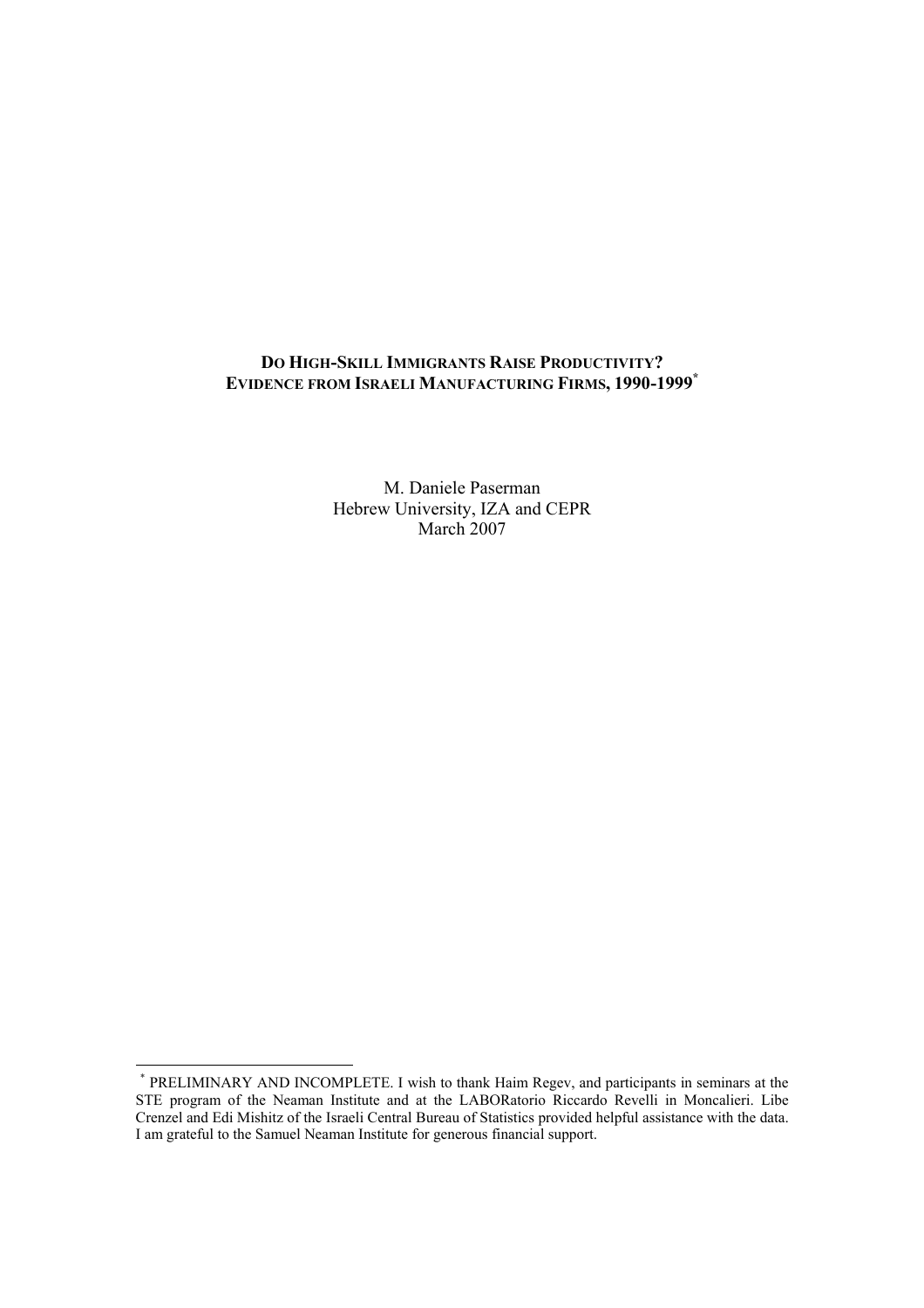# DO HIGH-SKILL IMMIGRANTS RAISE PRODUCTIVITY? EVIDENCE FROM ISRAELI MANUFACTURING FIRMS, 1990-1999*

M. Daniele Paserman
Hebrew University, IZA and CEPR
March 2007

---

* PRELIMINARY AND INCOMPLETE. I wish to thank Haim Regev, and participants in seminars at the STE program of the Neaman Institute and at the LABORatorio Riccardo Revelli in Moncalieri. Libe Crenzel and Edi Mishitz of the Israeli Central Bureau of Statistics provided helpful assistance with the data. I am grateful to the Samuel Neaman Institute for generous financial support.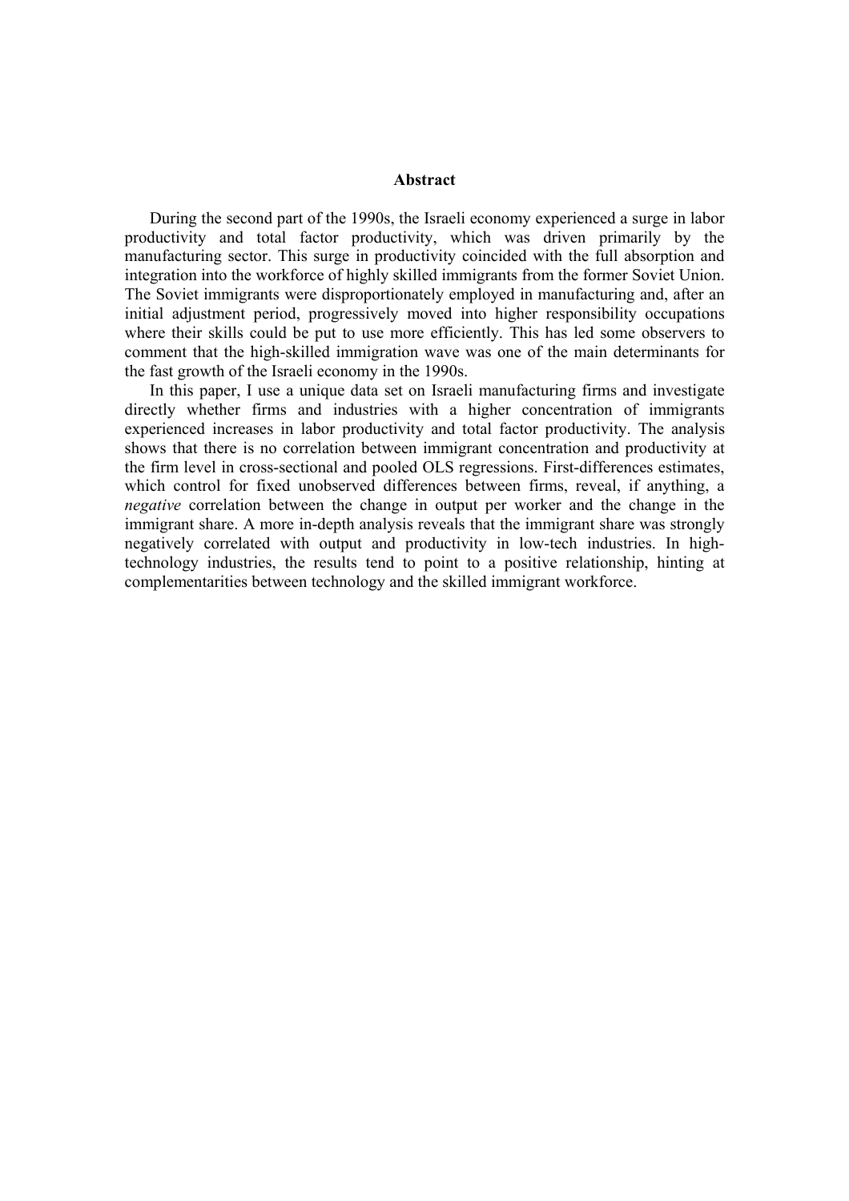## Abstract

During the second part of the 1990s, the Israeli economy experienced a surge in labor productivity and total factor productivity, which was driven primarily by the manufacturing sector. This surge in productivity coincided with the full absorption and integration into the workforce of highly skilled immigrants from the former Soviet Union. The Soviet immigrants were disproportionately employed in manufacturing and, after an initial adjustment period, progressively moved into higher responsibility occupations where their skills could be put to use more efficiently. This has led some observers to comment that the high-skilled immigration wave was one of the main determinants for the fast growth of the Israeli economy in the 1990s.

In this paper, I use a unique data set on Israeli manufacturing firms and investigate directly whether firms and industries with a higher concentration of immigrants experienced increases in labor productivity and total factor productivity. The analysis shows that there is no correlation between immigrant concentration and productivity at the firm level in cross-sectional and pooled OLS regressions. First-differences estimates, which control for fixed unobserved differences between firms, reveal, if anything, a *negative* correlation between the change in output per worker and the change in the immigrant share. A more in-depth analysis reveals that the immigrant share was strongly negatively correlated with output and productivity in low-tech industries. In high-technology industries, the results tend to point to a positive relationship, hinting at complementarities between technology and the skilled immigrant workforce.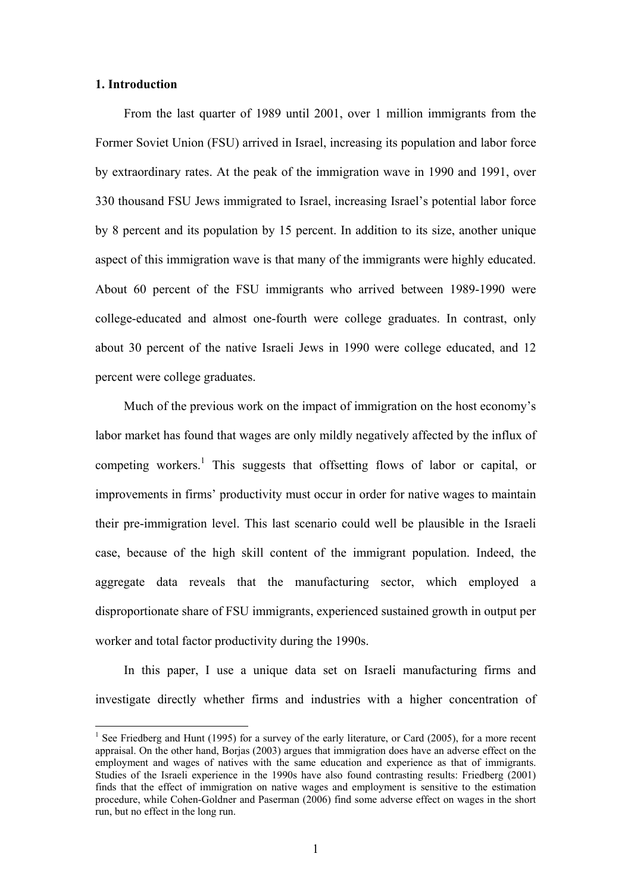## 1. Introduction

From the last quarter of 1989 until 2001, over 1 million immigrants from the Former Soviet Union (FSU) arrived in Israel, increasing its population and labor force by extraordinary rates. At the peak of the immigration wave in 1990 and 1991, over 330 thousand FSU Jews immigrated to Israel, increasing Israel's potential labor force by 8 percent and its population by 15 percent. In addition to its size, another unique aspect of this immigration wave is that many of the immigrants were highly educated. About 60 percent of the FSU immigrants who arrived between 1989-1990 were college-educated and almost one-fourth were college graduates. In contrast, only about 30 percent of the native Israeli Jews in 1990 were college educated, and 12 percent were college graduates.

Much of the previous work on the impact of immigration on the host economy's labor market has found that wages are only mildly negatively affected by the influx of competing workers.[1] This suggests that offsetting flows of labor or capital, or improvements in firms' productivity must occur in order for native wages to maintain their pre-immigration level. This last scenario could well be plausible in the Israeli case, because of the high skill content of the immigrant population. Indeed, the aggregate data reveals that the manufacturing sector, which employed a disproportionate share of FSU immigrants, experienced sustained growth in output per worker and total factor productivity during the 1990s.

In this paper, I use a unique data set on Israeli manufacturing firms and investigate directly whether firms and industries with a higher concentration of

[1] See Friedberg and Hunt (1995) for a survey of the early literature, or Card (2005), for a more recent appraisal. On the other hand, Borjas (2003) argues that immigration does have an adverse effect on the employment and wages of natives with the same education and experience as that of immigrants. Studies of the Israeli experience in the 1990s have also found contrasting results: Friedberg (2001) finds that the effect of immigration on native wages and employment is sensitive to the estimation procedure, while Cohen-Goldner and Paserman (2006) find some adverse effect on wages in the short run, but no effect in the long run.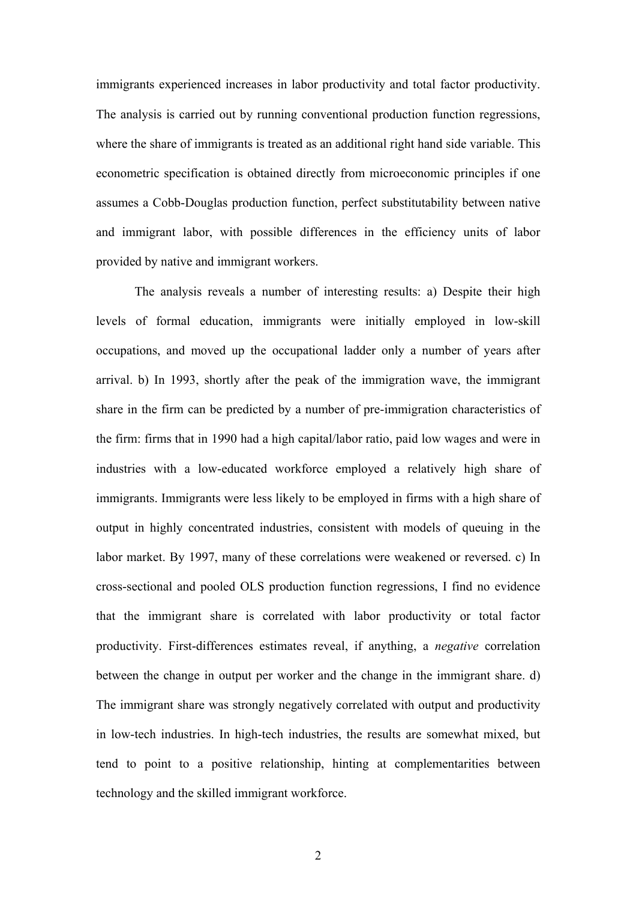immigrants experienced increases in labor productivity and total factor productivity. The analysis is carried out by running conventional production function regressions, where the share of immigrants is treated as an additional right hand side variable. This econometric specification is obtained directly from microeconomic principles if one assumes a Cobb-Douglas production function, perfect substitutability between native and immigrant labor, with possible differences in the efficiency units of labor provided by native and immigrant workers.

The analysis reveals a number of interesting results: a) Despite their high levels of formal education, immigrants were initially employed in low-skill occupations, and moved up the occupational ladder only a number of years after arrival. b) In 1993, shortly after the peak of the immigration wave, the immigrant share in the firm can be predicted by a number of pre-immigration characteristics of the firm: firms that in 1990 had a high capital/labor ratio, paid low wages and were in industries with a low-educated workforce employed a relatively high share of immigrants. Immigrants were less likely to be employed in firms with a high share of output in highly concentrated industries, consistent with models of queuing in the labor market. By 1997, many of these correlations were weakened or reversed. c) In cross-sectional and pooled OLS production function regressions, I find no evidence that the immigrant share is correlated with labor productivity or total factor productivity. First-differences estimates reveal, if anything, a *negative* correlation between the change in output per worker and the change in the immigrant share. d) The immigrant share was strongly negatively correlated with output and productivity in low-tech industries. In high-tech industries, the results are somewhat mixed, but tend to point to a positive relationship, hinting at complementarities between technology and the skilled immigrant workforce.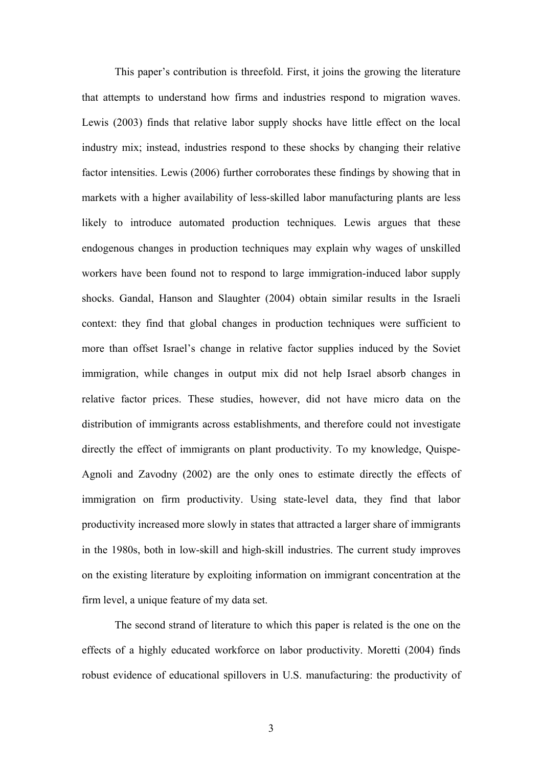This paper's contribution is threefold. First, it joins the growing the literature that attempts to understand how firms and industries respond to migration waves. Lewis (2003) finds that relative labor supply shocks have little effect on the local industry mix; instead, industries respond to these shocks by changing their relative factor intensities. Lewis (2006) further corroborates these findings by showing that in markets with a higher availability of less-skilled labor manufacturing plants are less likely to introduce automated production techniques. Lewis argues that these endogenous changes in production techniques may explain why wages of unskilled workers have been found not to respond to large immigration-induced labor supply shocks. Gandal, Hanson and Slaughter (2004) obtain similar results in the Israeli context: they find that global changes in production techniques were sufficient to more than offset Israel's change in relative factor supplies induced by the Soviet immigration, while changes in output mix did not help Israel absorb changes in relative factor prices. These studies, however, did not have micro data on the distribution of immigrants across establishments, and therefore could not investigate directly the effect of immigrants on plant productivity. To my knowledge, Quispe-Agnoli and Zavodny (2002) are the only ones to estimate directly the effects of immigration on firm productivity. Using state-level data, they find that labor productivity increased more slowly in states that attracted a larger share of immigrants in the 1980s, both in low-skill and high-skill industries. The current study improves on the existing literature by exploiting information on immigrant concentration at the firm level, a unique feature of my data set.

The second strand of literature to which this paper is related is the one on the effects of a highly educated workforce on labor productivity. Moretti (2004) finds robust evidence of educational spillovers in U.S. manufacturing: the productivity of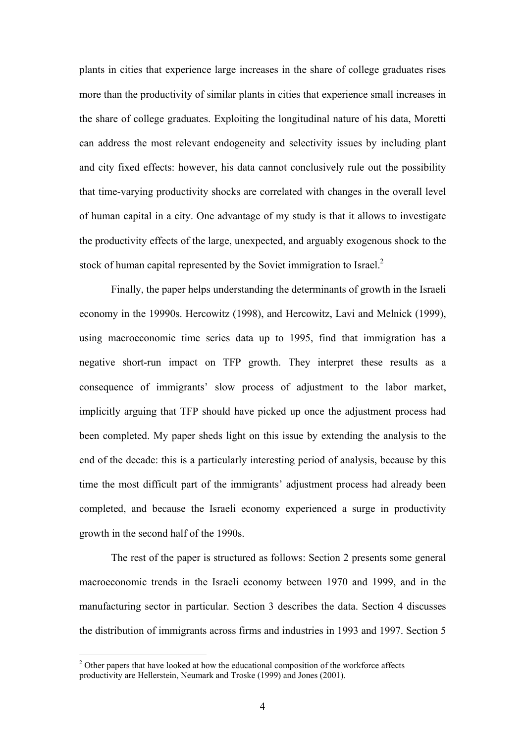plants in cities that experience large increases in the share of college graduates rises more than the productivity of similar plants in cities that experience small increases in the share of college graduates. Exploiting the longitudinal nature of his data, Moretti can address the most relevant endogeneity and selectivity issues by including plant and city fixed effects: however, his data cannot conclusively rule out the possibility that time-varying productivity shocks are correlated with changes in the overall level of human capital in a city. One advantage of my study is that it allows to investigate the productivity effects of the large, unexpected, and arguably exogenous shock to the stock of human capital represented by the Soviet immigration to Israel.[2]

Finally, the paper helps understanding the determinants of growth in the Israeli economy in the 19990s. Hercowitz (1998), and Hercowitz, Lavi and Melnick (1999), using macroeconomic time series data up to 1995, find that immigration has a negative short-run impact on TFP growth. They interpret these results as a consequence of immigrants' slow process of adjustment to the labor market, implicitly arguing that TFP should have picked up once the adjustment process had been completed. My paper sheds light on this issue by extending the analysis to the end of the decade: this is a particularly interesting period of analysis, because by this time the most difficult part of the immigrants' adjustment process had already been completed, and because the Israeli economy experienced a surge in productivity growth in the second half of the 1990s.

The rest of the paper is structured as follows: Section 2 presents some general macroeconomic trends in the Israeli economy between 1970 and 1999, and in the manufacturing sector in particular. Section 3 describes the data. Section 4 discusses the distribution of immigrants across firms and industries in 1993 and 1997. Section 5

[2] Other papers that have looked at how the educational composition of the workforce affects productivity are Hellerstein, Neumark and Troske (1999) and Jones (2001).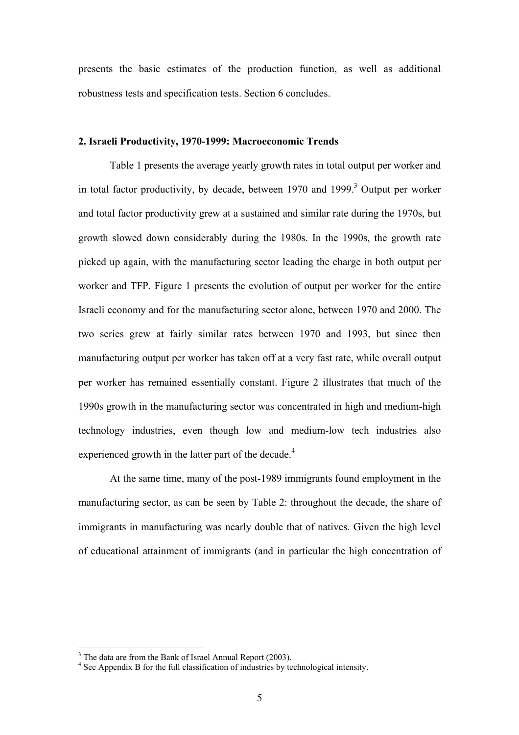presents the basic estimates of the production function, as well as additional robustness tests and specification tests. Section 6 concludes.

## 2. Israeli Productivity, 1970-1999: Macroeconomic Trends

Table 1 presents the average yearly growth rates in total output per worker and in total factor productivity, by decade, between 1970 and 1999.[3] Output per worker and total factor productivity grew at a sustained and similar rate during the 1970s, but growth slowed down considerably during the 1980s. In the 1990s, the growth rate picked up again, with the manufacturing sector leading the charge in both output per worker and TFP. Figure 1 presents the evolution of output per worker for the entire Israeli economy and for the manufacturing sector alone, between 1970 and 2000. The two series grew at fairly similar rates between 1970 and 1993, but since then manufacturing output per worker has taken off at a very fast rate, while overall output per worker has remained essentially constant. Figure 2 illustrates that much of the 1990s growth in the manufacturing sector was concentrated in high and medium-high technology industries, even though low and medium-low tech industries also experienced growth in the latter part of the decade.[4]

At the same time, many of the post-1989 immigrants found employment in the manufacturing sector, as can be seen by Table 2: throughout the decade, the share of immigrants in manufacturing was nearly double that of natives. Given the high level of educational attainment of immigrants (and in particular the high concentration of

[3] The data are from the Bank of Israel Annual Report (2003).

[4] See Appendix B for the full classification of industries by technological intensity.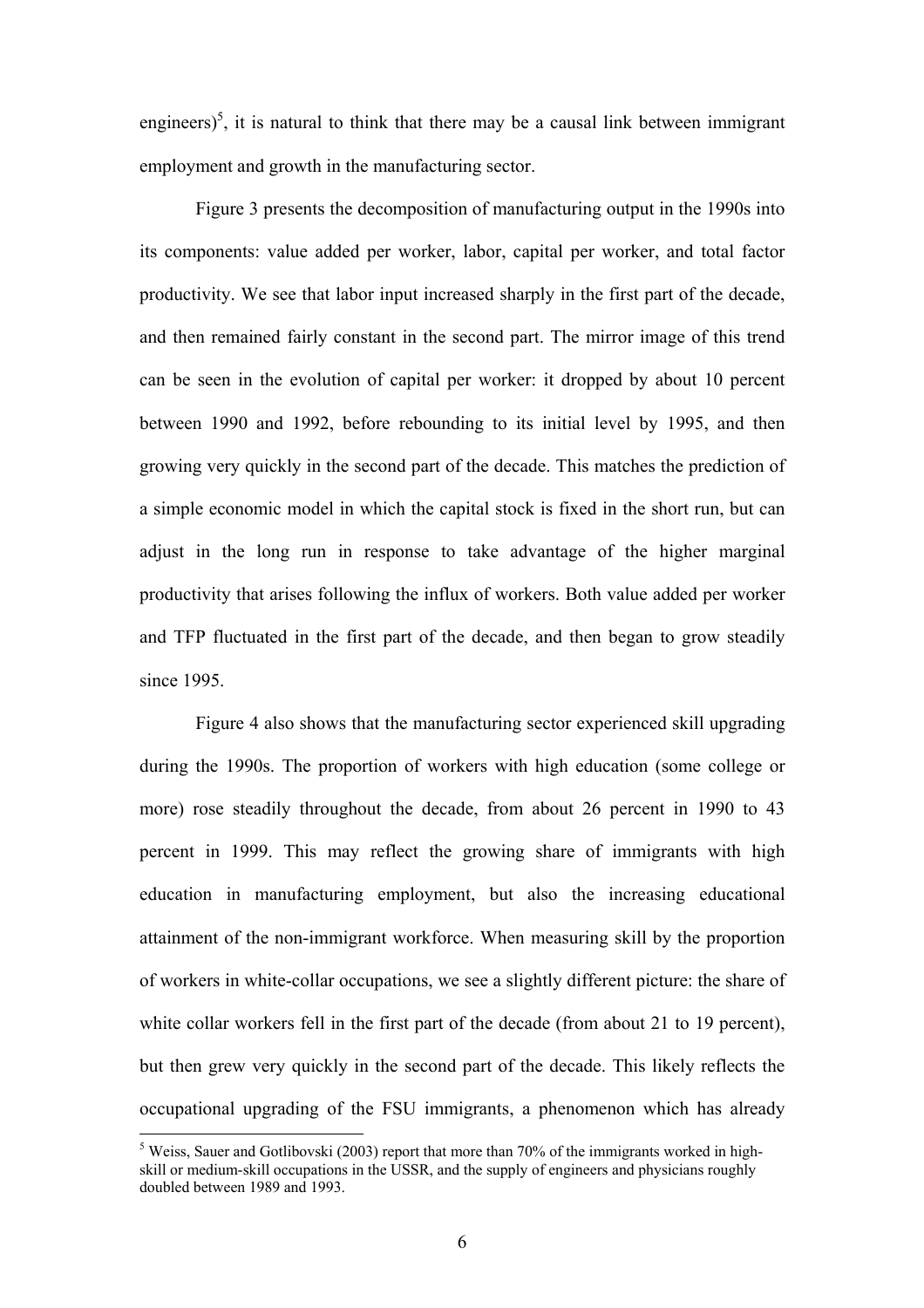engineers)[5], it is natural to think that there may be a causal link between immigrant employment and growth in the manufacturing sector.

Figure 3 presents the decomposition of manufacturing output in the 1990s into its components: value added per worker, labor, capital per worker, and total factor productivity. We see that labor input increased sharply in the first part of the decade, and then remained fairly constant in the second part. The mirror image of this trend can be seen in the evolution of capital per worker: it dropped by about 10 percent between 1990 and 1992, before rebounding to its initial level by 1995, and then growing very quickly in the second part of the decade. This matches the prediction of a simple economic model in which the capital stock is fixed in the short run, but can adjust in the long run in response to take advantage of the higher marginal productivity that arises following the influx of workers. Both value added per worker and TFP fluctuated in the first part of the decade, and then began to grow steadily since 1995.

Figure 4 also shows that the manufacturing sector experienced skill upgrading during the 1990s. The proportion of workers with high education (some college or more) rose steadily throughout the decade, from about 26 percent in 1990 to 43 percent in 1999. This may reflect the growing share of immigrants with high education in manufacturing employment, but also the increasing educational attainment of the non-immigrant workforce. When measuring skill by the proportion of workers in white-collar occupations, we see a slightly different picture: the share of white collar workers fell in the first part of the decade (from about 21 to 19 percent), but then grew very quickly in the second part of the decade. This likely reflects the occupational upgrading of the FSU immigrants, a phenomenon which has already

[5] Weiss, Sauer and Gotlibovski (2003) report that more than 70% of the immigrants worked in high-skill or medium-skill occupations in the USSR, and the supply of engineers and physicians roughly doubled between 1989 and 1993.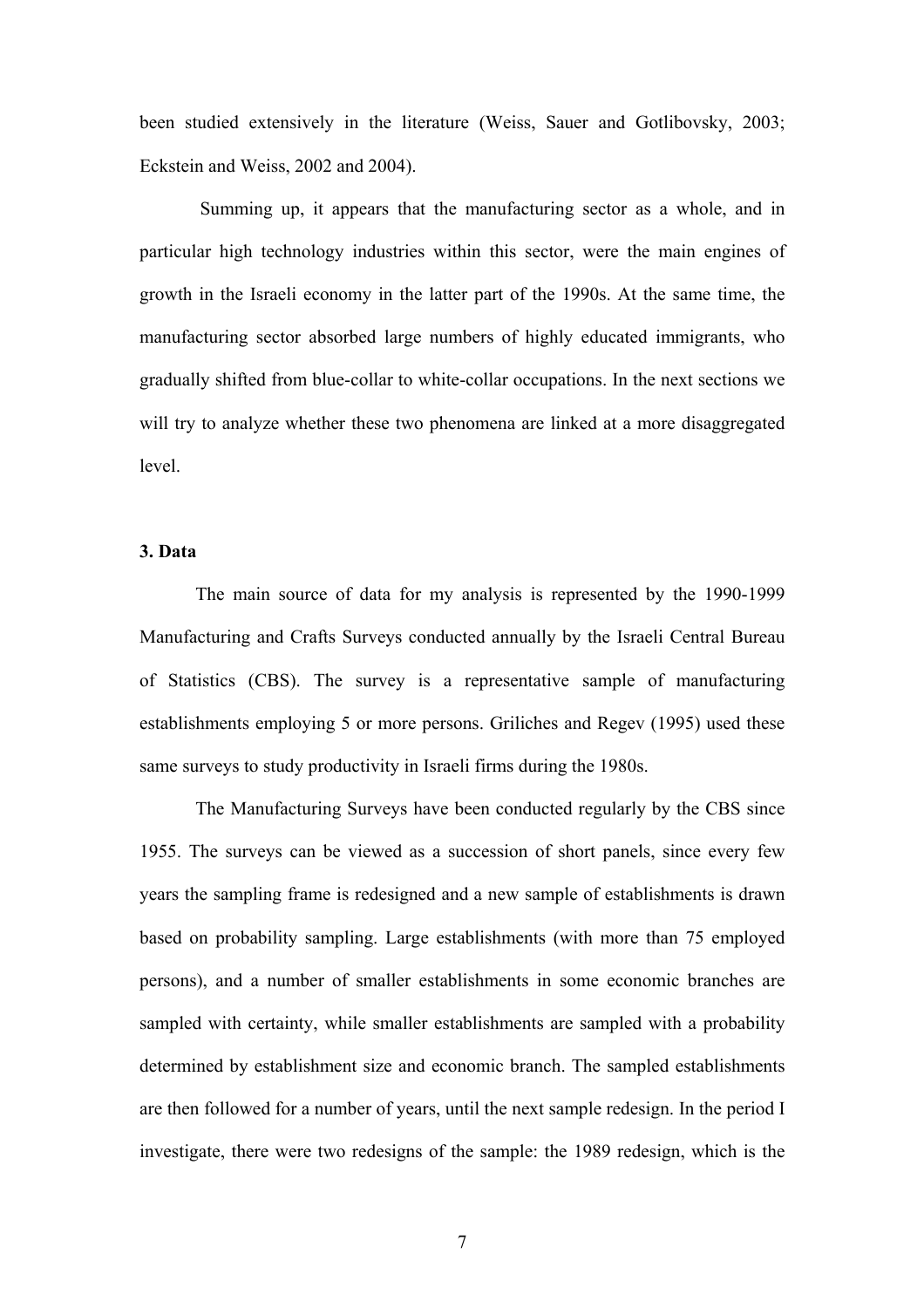been studied extensively in the literature (Weiss, Sauer and Gotlibovsky, 2003; Eckstein and Weiss, 2002 and 2004).

Summing up, it appears that the manufacturing sector as a whole, and in particular high technology industries within this sector, were the main engines of growth in the Israeli economy in the latter part of the 1990s. At the same time, the manufacturing sector absorbed large numbers of highly educated immigrants, who gradually shifted from blue-collar to white-collar occupations. In the next sections we will try to analyze whether these two phenomena are linked at a more disaggregated level.

### 3. Data

The main source of data for my analysis is represented by the 1990-1999 Manufacturing and Crafts Surveys conducted annually by the Israeli Central Bureau of Statistics (CBS). The survey is a representative sample of manufacturing establishments employing 5 or more persons. Griliches and Regev (1995) used these same surveys to study productivity in Israeli firms during the 1980s.

The Manufacturing Surveys have been conducted regularly by the CBS since 1955. The surveys can be viewed as a succession of short panels, since every few years the sampling frame is redesigned and a new sample of establishments is drawn based on probability sampling. Large establishments (with more than 75 employed persons), and a number of smaller establishments in some economic branches are sampled with certainty, while smaller establishments are sampled with a probability determined by establishment size and economic branch. The sampled establishments are then followed for a number of years, until the next sample redesign. In the period I investigate, there were two redesigns of the sample: the 1989 redesign, which is the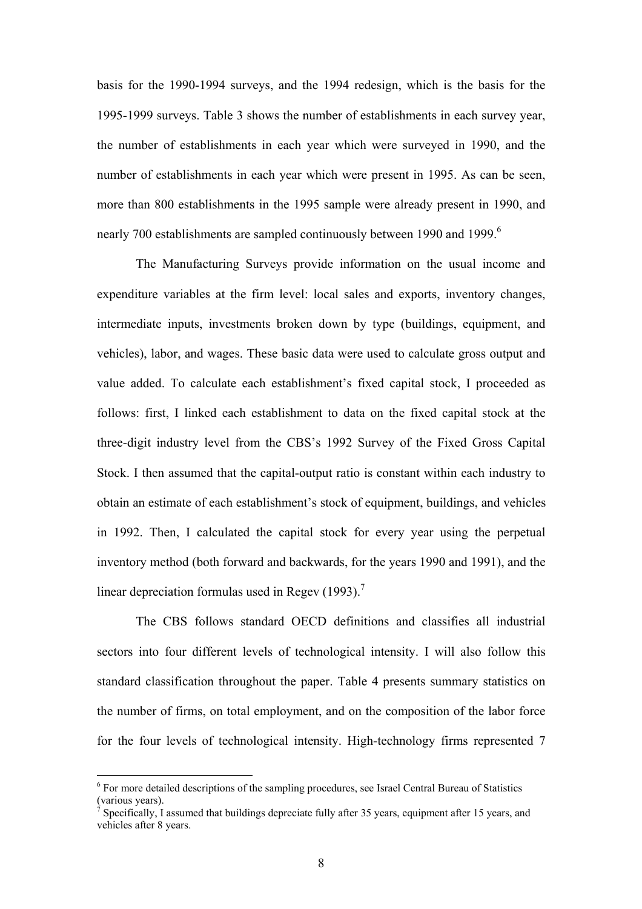basis for the 1990-1994 surveys, and the 1994 redesign, which is the basis for the 1995-1999 surveys. Table 3 shows the number of establishments in each survey year, the number of establishments in each year which were surveyed in 1990, and the number of establishments in each year which were present in 1995. As can be seen, more than 800 establishments in the 1995 sample were already present in 1990, and nearly 700 establishments are sampled continuously between 1990 and 1999.[6]

The Manufacturing Surveys provide information on the usual income and expenditure variables at the firm level: local sales and exports, inventory changes, intermediate inputs, investments broken down by type (buildings, equipment, and vehicles), labor, and wages. These basic data were used to calculate gross output and value added. To calculate each establishment's fixed capital stock, I proceeded as follows: first, I linked each establishment to data on the fixed capital stock at the three-digit industry level from the CBS's 1992 Survey of the Fixed Gross Capital Stock. I then assumed that the capital-output ratio is constant within each industry to obtain an estimate of each establishment's stock of equipment, buildings, and vehicles in 1992. Then, I calculated the capital stock for every year using the perpetual inventory method (both forward and backwards, for the years 1990 and 1991), and the linear depreciation formulas used in Regev (1993).[7]

The CBS follows standard OECD definitions and classifies all industrial sectors into four different levels of technological intensity. I will also follow this standard classification throughout the paper. Table 4 presents summary statistics on the number of firms, on total employment, and on the composition of the labor force for the four levels of technological intensity. High-technology firms represented 7

---

[6] For more detailed descriptions of the sampling procedures, see Israel Central Bureau of Statistics (various years).

[7] Specifically, I assumed that buildings depreciate fully after 35 years, equipment after 15 years, and vehicles after 8 years.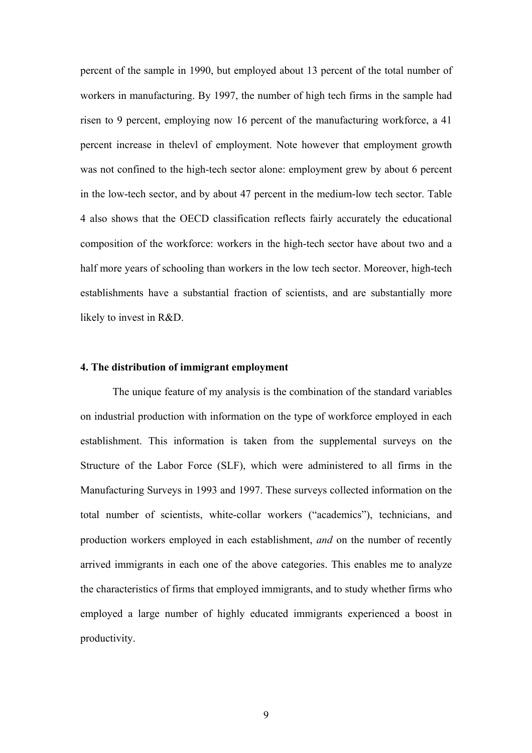percent of the sample in 1990, but employed about 13 percent of the total number of workers in manufacturing. By 1997, the number of high tech firms in the sample had risen to 9 percent, employing now 16 percent of the manufacturing workforce, a 41 percent increase in thelevl of employment. Note however that employment growth was not confined to the high-tech sector alone: employment grew by about 6 percent in the low-tech sector, and by about 47 percent in the medium-low tech sector. Table 4 also shows that the OECD classification reflects fairly accurately the educational composition of the workforce: workers in the high-tech sector have about two and a half more years of schooling than workers in the low tech sector. Moreover, high-tech establishments have a substantial fraction of scientists, and are substantially more likely to invest in R&D.

### 4. The distribution of immigrant employment

The unique feature of my analysis is the combination of the standard variables on industrial production with information on the type of workforce employed in each establishment. This information is taken from the supplemental surveys on the Structure of the Labor Force (SLF), which were administered to all firms in the Manufacturing Surveys in 1993 and 1997. These surveys collected information on the total number of scientists, white-collar workers ("academics"), technicians, and production workers employed in each establishment, *and* on the number of recently arrived immigrants in each one of the above categories. This enables me to analyze the characteristics of firms that employed immigrants, and to study whether firms who employed a large number of highly educated immigrants experienced a boost in productivity.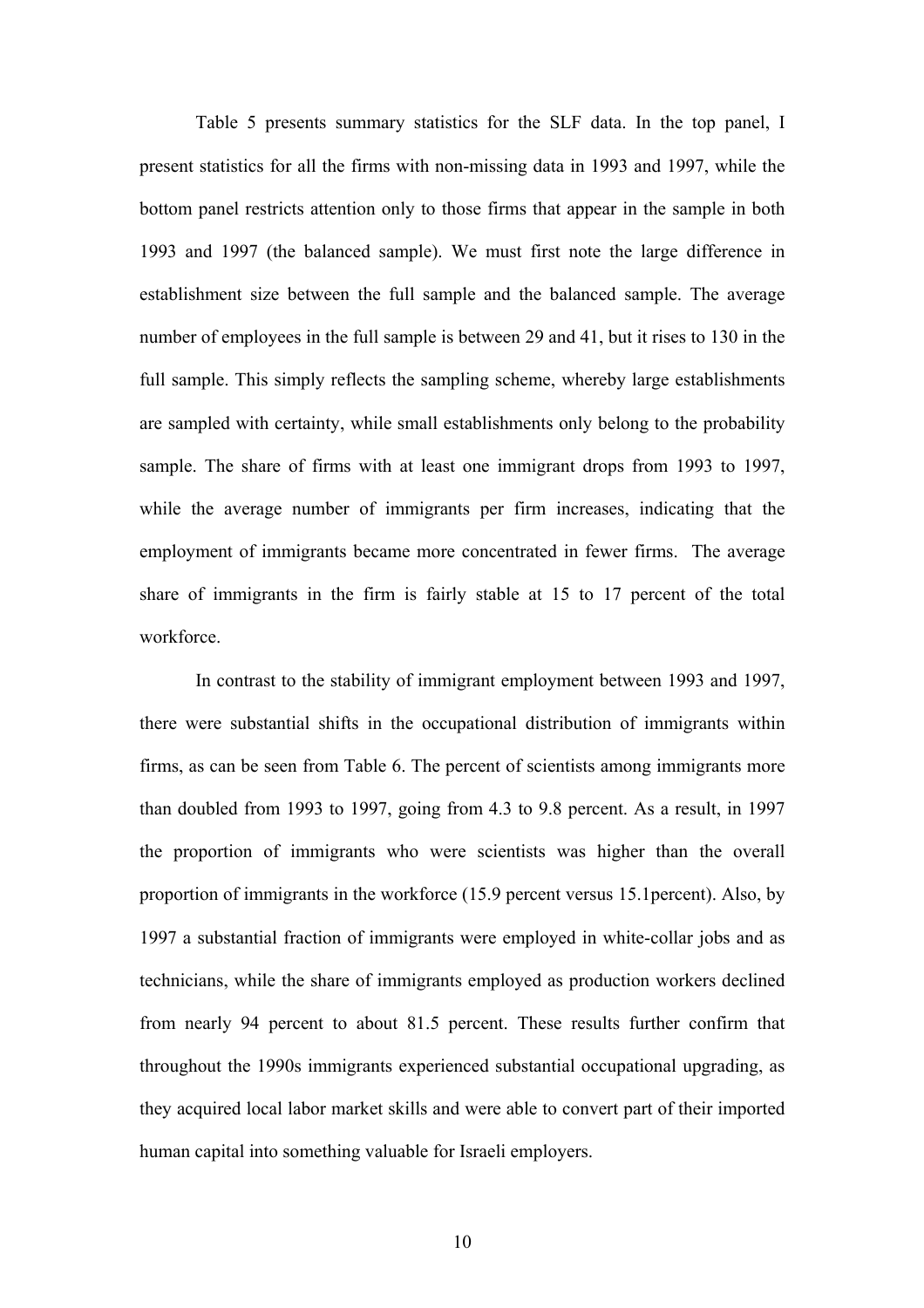Table 5 presents summary statistics for the SLF data. In the top panel, I present statistics for all the firms with non-missing data in 1993 and 1997, while the bottom panel restricts attention only to those firms that appear in the sample in both 1993 and 1997 (the balanced sample). We must first note the large difference in establishment size between the full sample and the balanced sample. The average number of employees in the full sample is between 29 and 41, but it rises to 130 in the full sample. This simply reflects the sampling scheme, whereby large establishments are sampled with certainty, while small establishments only belong to the probability sample. The share of firms with at least one immigrant drops from 1993 to 1997, while the average number of immigrants per firm increases, indicating that the employment of immigrants became more concentrated in fewer firms. The average share of immigrants in the firm is fairly stable at 15 to 17 percent of the total workforce.

In contrast to the stability of immigrant employment between 1993 and 1997, there were substantial shifts in the occupational distribution of immigrants within firms, as can be seen from Table 6. The percent of scientists among immigrants more than doubled from 1993 to 1997, going from 4.3 to 9.8 percent. As a result, in 1997 the proportion of immigrants who were scientists was higher than the overall proportion of immigrants in the workforce (15.9 percent versus 15.1percent). Also, by 1997 a substantial fraction of immigrants were employed in white-collar jobs and as technicians, while the share of immigrants employed as production workers declined from nearly 94 percent to about 81.5 percent. These results further confirm that throughout the 1990s immigrants experienced substantial occupational upgrading, as they acquired local labor market skills and were able to convert part of their imported human capital into something valuable for Israeli employers.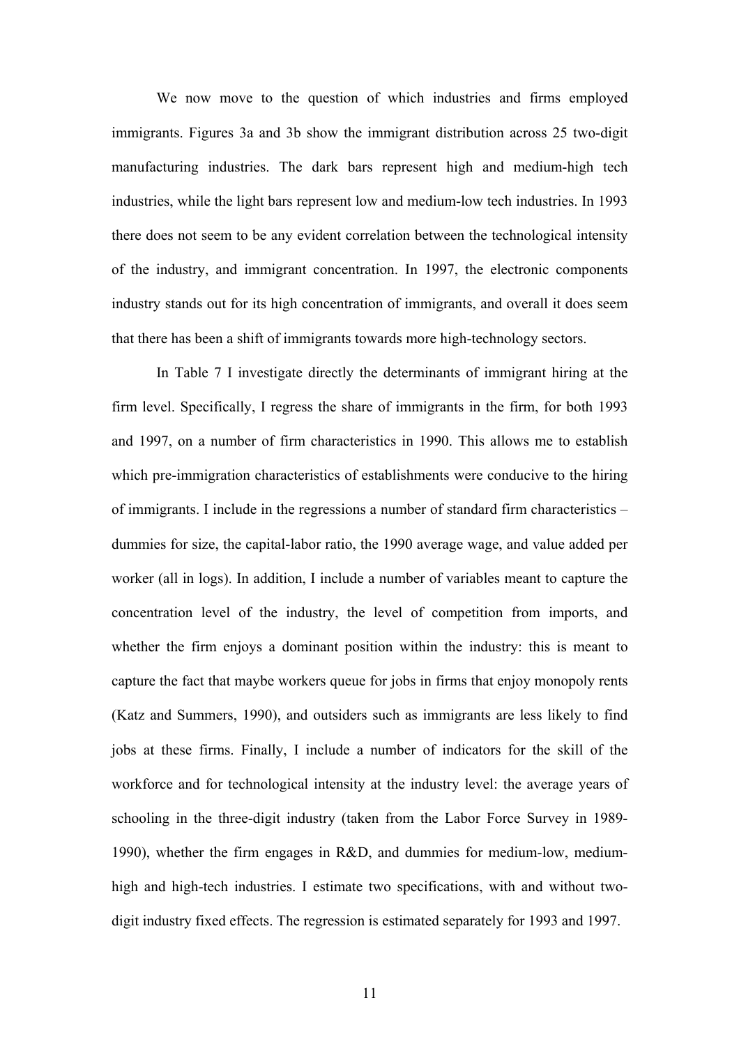We now move to the question of which industries and firms employed immigrants. Figures 3a and 3b show the immigrant distribution across 25 two-digit manufacturing industries. The dark bars represent high and medium-high tech industries, while the light bars represent low and medium-low tech industries. In 1993 there does not seem to be any evident correlation between the technological intensity of the industry, and immigrant concentration. In 1997, the electronic components industry stands out for its high concentration of immigrants, and overall it does seem that there has been a shift of immigrants towards more high-technology sectors.

In Table 7 I investigate directly the determinants of immigrant hiring at the firm level. Specifically, I regress the share of immigrants in the firm, for both 1993 and 1997, on a number of firm characteristics in 1990. This allows me to establish which pre-immigration characteristics of establishments were conducive to the hiring of immigrants. I include in the regressions a number of standard firm characteristics – dummies for size, the capital-labor ratio, the 1990 average wage, and value added per worker (all in logs). In addition, I include a number of variables meant to capture the concentration level of the industry, the level of competition from imports, and whether the firm enjoys a dominant position within the industry: this is meant to capture the fact that maybe workers queue for jobs in firms that enjoy monopoly rents (Katz and Summers, 1990), and outsiders such as immigrants are less likely to find jobs at these firms. Finally, I include a number of indicators for the skill of the workforce and for technological intensity at the industry level: the average years of schooling in the three-digit industry (taken from the Labor Force Survey in 1989-1990), whether the firm engages in R&D, and dummies for medium-low, medium-high and high-tech industries. I estimate two specifications, with and without two-digit industry fixed effects. The regression is estimated separately for 1993 and 1997.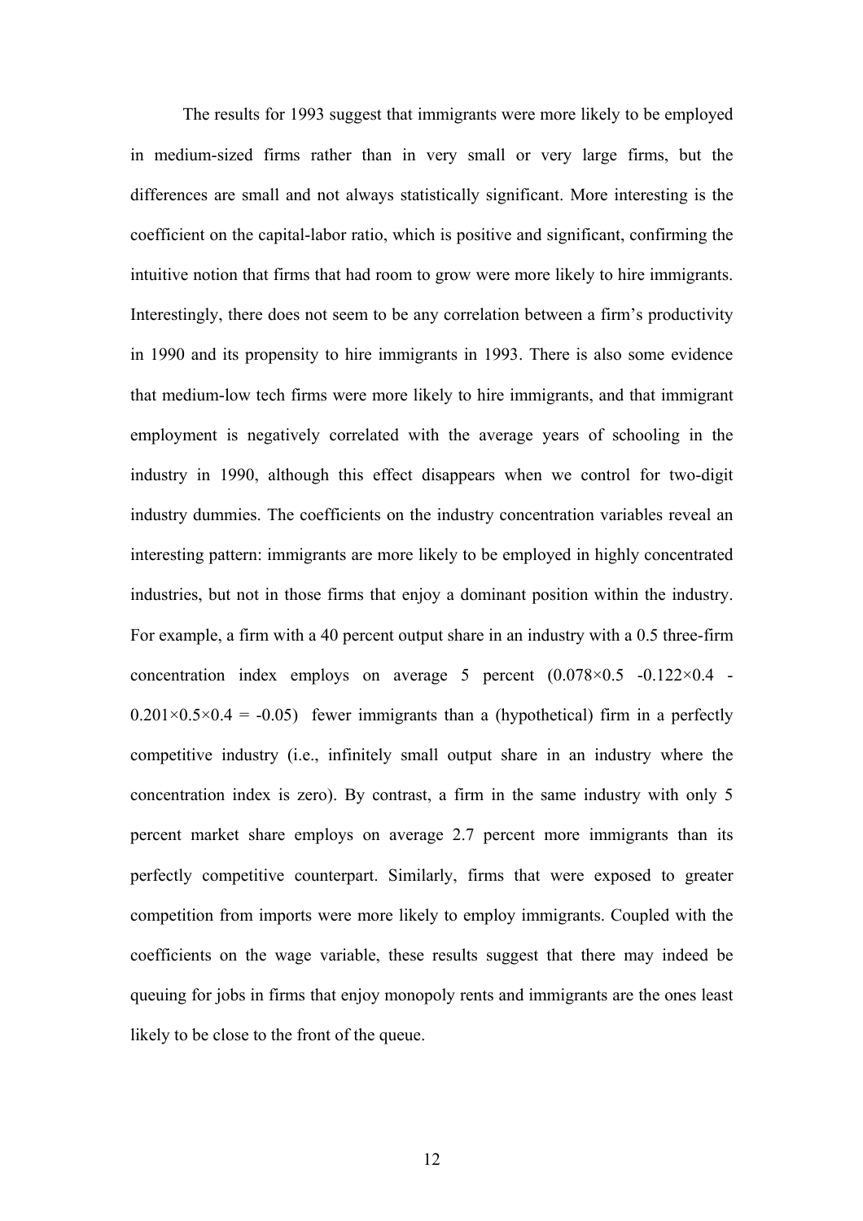The results for 1993 suggest that immigrants were more likely to be employed in medium-sized firms rather than in very small or very large firms, but the differences are small and not always statistically significant. More interesting is the coefficient on the capital-labor ratio, which is positive and significant, confirming the intuitive notion that firms that had room to grow were more likely to hire immigrants. Interestingly, there does not seem to be any correlation between a firm's productivity in 1990 and its propensity to hire immigrants in 1993. There is also some evidence that medium-low tech firms were more likely to hire immigrants, and that immigrant employment is negatively correlated with the average years of schooling in the industry in 1990, although this effect disappears when we control for two-digit industry dummies. The coefficients on the industry concentration variables reveal an interesting pattern: immigrants are more likely to be employed in highly concentrated industries, but not in those firms that enjoy a dominant position within the industry. For example, a firm with a 40 percent output share in an industry with a 0.5 three-firm concentration index employs on average 5 percent ($0.078\times0.5 - 0.122\times0.4 - 0.201\times0.5\times0.4 = -0.05$) fewer immigrants than a (hypothetical) firm in a perfectly competitive industry (i.e., infinitely small output share in an industry where the concentration index is zero). By contrast, a firm in the same industry with only 5 percent market share employs on average 2.7 percent more immigrants than its perfectly competitive counterpart. Similarly, firms that were exposed to greater competition from imports were more likely to employ immigrants. Coupled with the coefficients on the wage variable, these results suggest that there may indeed be queuing for jobs in firms that enjoy monopoly rents and immigrants are the ones least likely to be close to the front of the queue.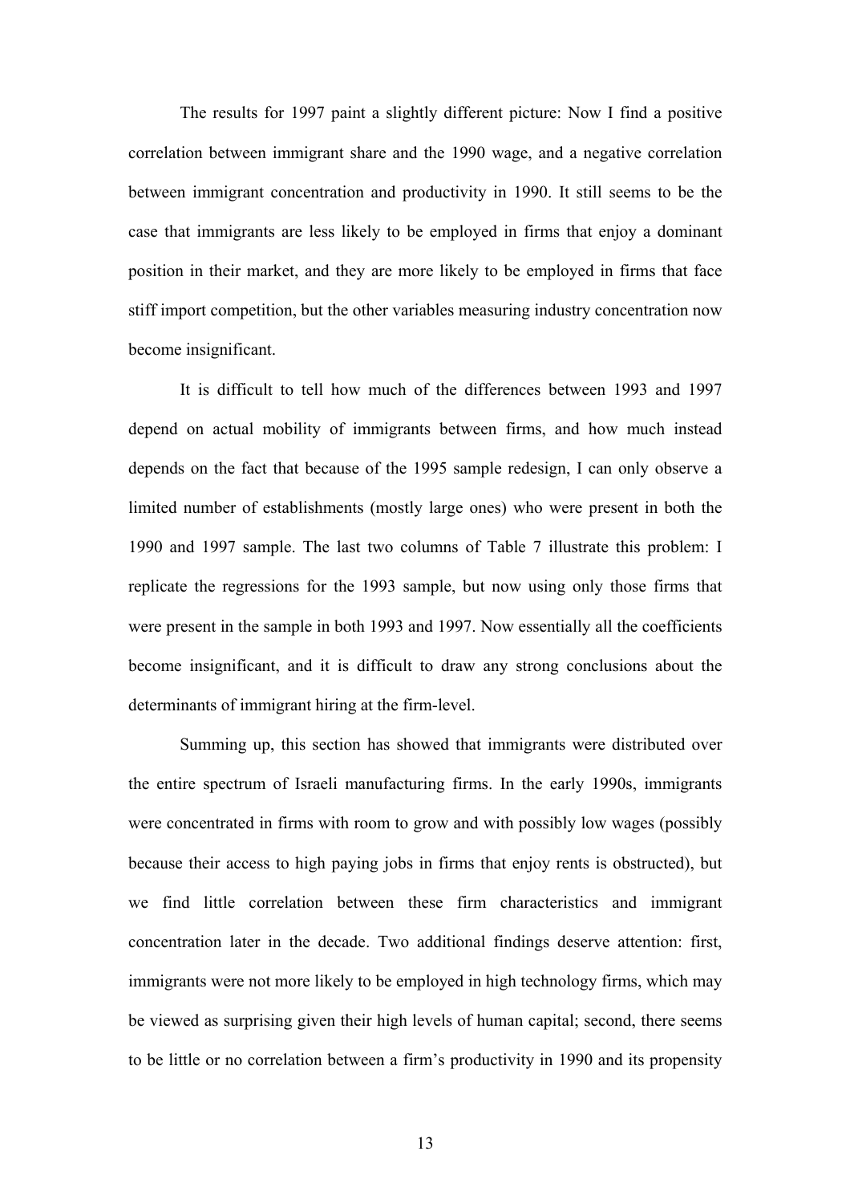The results for 1997 paint a slightly different picture: Now I find a positive correlation between immigrant share and the 1990 wage, and a negative correlation between immigrant concentration and productivity in 1990. It still seems to be the case that immigrants are less likely to be employed in firms that enjoy a dominant position in their market, and they are more likely to be employed in firms that face stiff import competition, but the other variables measuring industry concentration now become insignificant.

It is difficult to tell how much of the differences between 1993 and 1997 depend on actual mobility of immigrants between firms, and how much instead depends on the fact that because of the 1995 sample redesign, I can only observe a limited number of establishments (mostly large ones) who were present in both the 1990 and 1997 sample. The last two columns of Table 7 illustrate this problem: I replicate the regressions for the 1993 sample, but now using only those firms that were present in the sample in both 1993 and 1997. Now essentially all the coefficients become insignificant, and it is difficult to draw any strong conclusions about the determinants of immigrant hiring at the firm-level.

Summing up, this section has showed that immigrants were distributed over the entire spectrum of Israeli manufacturing firms. In the early 1990s, immigrants were concentrated in firms with room to grow and with possibly low wages (possibly because their access to high paying jobs in firms that enjoy rents is obstructed), but we find little correlation between these firm characteristics and immigrant concentration later in the decade. Two additional findings deserve attention: first, immigrants were not more likely to be employed in high technology firms, which may be viewed as surprising given their high levels of human capital; second, there seems to be little or no correlation between a firm's productivity in 1990 and its propensity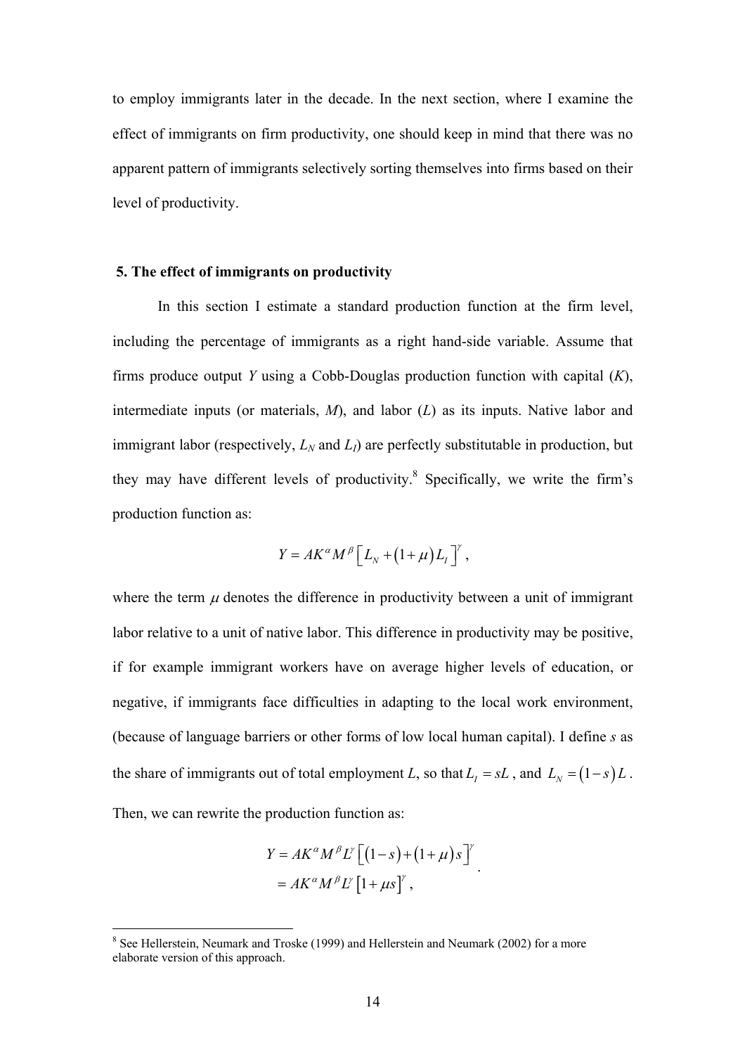to employ immigrants later in the decade. In the next section, where I examine the effect of immigrants on firm productivity, one should keep in mind that there was no apparent pattern of immigrants selectively sorting themselves into firms based on their level of productivity.

## 5. The effect of immigrants on productivity

In this section I estimate a standard production function at the firm level, including the percentage of immigrants as a right hand-side variable. Assume that firms produce output *Y* using a Cobb-Douglas production function with capital (*K*), intermediate inputs (or materials, *M*), and labor (*L*) as its inputs. Native labor and immigrant labor (respectively, $L_N$ and $L_I$) are perfectly substitutable in production, but they may have different levels of productivity.[8] Specifically, we write the firm's production function as:

$$Y = AK^{\alpha} M^{\beta} \left[ L_N + (1+\mu) L_I \right]^{\gamma},$$

where the term $\mu$ denotes the difference in productivity between a unit of immigrant labor relative to a unit of native labor. This difference in productivity may be positive, if for example immigrant workers have on average higher levels of education, or negative, if immigrants face difficulties in adapting to the local work environment, (because of language barriers or other forms of low local human capital). I define *s* as the share of immigrants out of total employment *L*, so that $L_I = sL$ , and $L_N = (1-s)L$ . Then, we can rewrite the production function as:

$$\begin{aligned} Y &= AK^{\alpha} M^{\beta} L^{\gamma} \left[ (1-s) + (1+\mu) s \right]^{\gamma} \\ &= AK^{\alpha} M^{\beta} L^{\gamma} \left[ 1 + \mu s \right]^{\gamma}, \end{aligned}$$

[8] See Hellerstein, Neumark and Troske (1999) and Hellerstein and Neumark (2002) for a more elaborate version of this approach.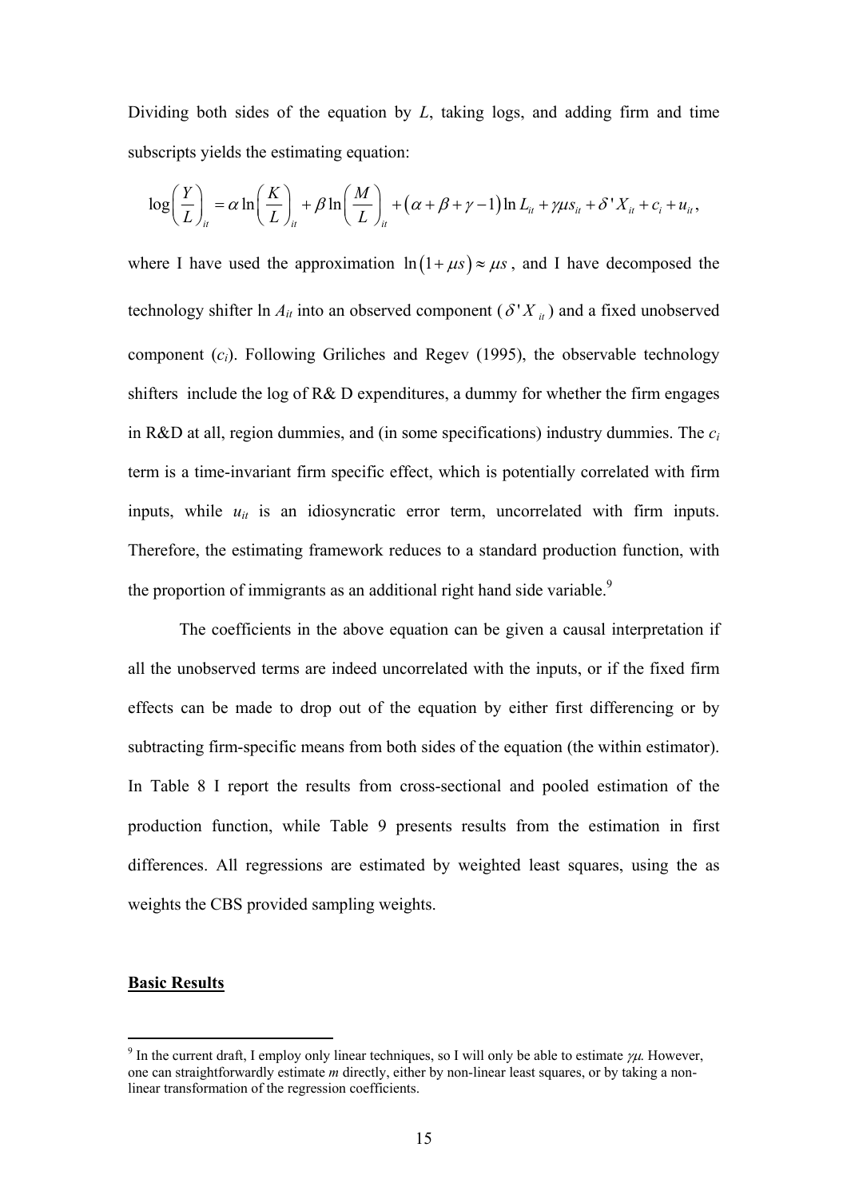Dividing both sides of the equation by $L$, taking logs, and adding firm and time subscripts yields the estimating equation:

$$\log\left(\frac{Y}{L}\right)_{it} = \alpha \ln\left(\frac{K}{L}\right)_{it} + \beta \ln\left(\frac{M}{L}\right)_{it} + \left(\alpha+\beta+\gamma-1\right)\ln L_{it} + \gamma\mu s_{it} + \delta' X_{it} + c_i + u_{it},$$

where I have used the approximation $\ln\left(1+\mu s\right) \approx \mu s$, and I have decomposed the technology shifter ln $A_{it}$ into an observed component ($\delta' X_{it}$) and a fixed unobserved component ($c_i$). Following Griliches and Regev (1995), the observable technology shifters include the log of R& D expenditures, a dummy for whether the firm engages in R&D at all, region dummies, and (in some specifications) industry dummies. The $c_i$ term is a time-invariant firm specific effect, which is potentially correlated with firm inputs, while $u_{it}$ is an idiosyncratic error term, uncorrelated with firm inputs. Therefore, the estimating framework reduces to a standard production function, with the proportion of immigrants as an additional right hand side variable.[9]

The coefficients in the above equation can be given a causal interpretation if all the unobserved terms are indeed uncorrelated with the inputs, or if the fixed firm effects can be made to drop out of the equation by either first differencing or by subtracting firm-specific means from both sides of the equation (the within estimator). In Table 8 I report the results from cross-sectional and pooled estimation of the production function, while Table 9 presents results from the estimation in first differences. All regressions are estimated by weighted least squares, using the as weights the CBS provided sampling weights.

**Basic Results**

[9] In the current draft, I employ only linear techniques, so I will only be able to estimate $\gamma\mu$. However, one can straightforwardly estimate $m$ directly, either by non-linear least squares, or by taking a non-linear transformation of the regression coefficients.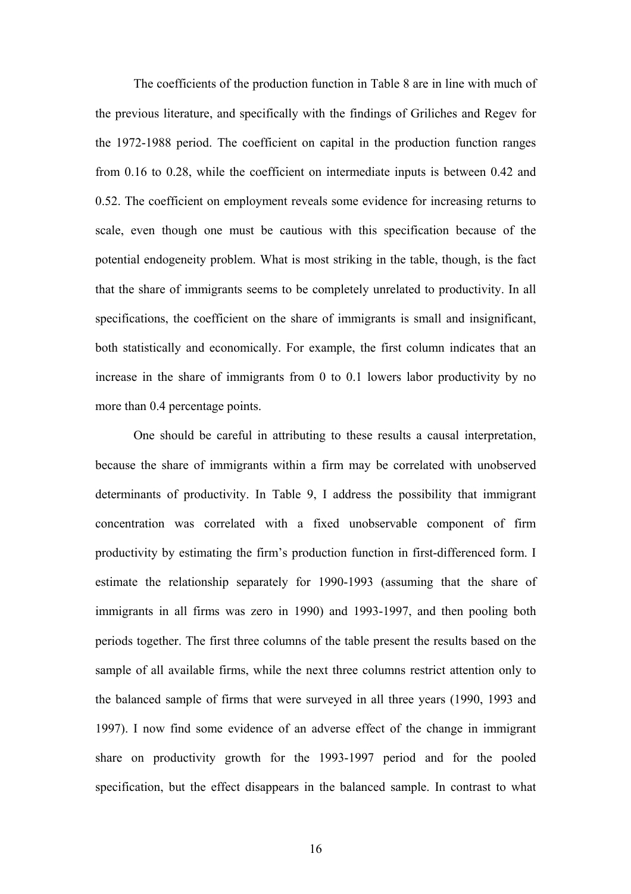The coefficients of the production function in Table 8 are in line with much of the previous literature, and specifically with the findings of Griliches and Regev for the 1972-1988 period. The coefficient on capital in the production function ranges from 0.16 to 0.28, while the coefficient on intermediate inputs is between 0.42 and 0.52. The coefficient on employment reveals some evidence for increasing returns to scale, even though one must be cautious with this specification because of the potential endogeneity problem. What is most striking in the table, though, is the fact that the share of immigrants seems to be completely unrelated to productivity. In all specifications, the coefficient on the share of immigrants is small and insignificant, both statistically and economically. For example, the first column indicates that an increase in the share of immigrants from 0 to 0.1 lowers labor productivity by no more than 0.4 percentage points.

One should be careful in attributing to these results a causal interpretation, because the share of immigrants within a firm may be correlated with unobserved determinants of productivity. In Table 9, I address the possibility that immigrant concentration was correlated with a fixed unobservable component of firm productivity by estimating the firm's production function in first-differenced form. I estimate the relationship separately for 1990-1993 (assuming that the share of immigrants in all firms was zero in 1990) and 1993-1997, and then pooling both periods together. The first three columns of the table present the results based on the sample of all available firms, while the next three columns restrict attention only to the balanced sample of firms that were surveyed in all three years (1990, 1993 and 1997). I now find some evidence of an adverse effect of the change in immigrant share on productivity growth for the 1993-1997 period and for the pooled specification, but the effect disappears in the balanced sample. In contrast to what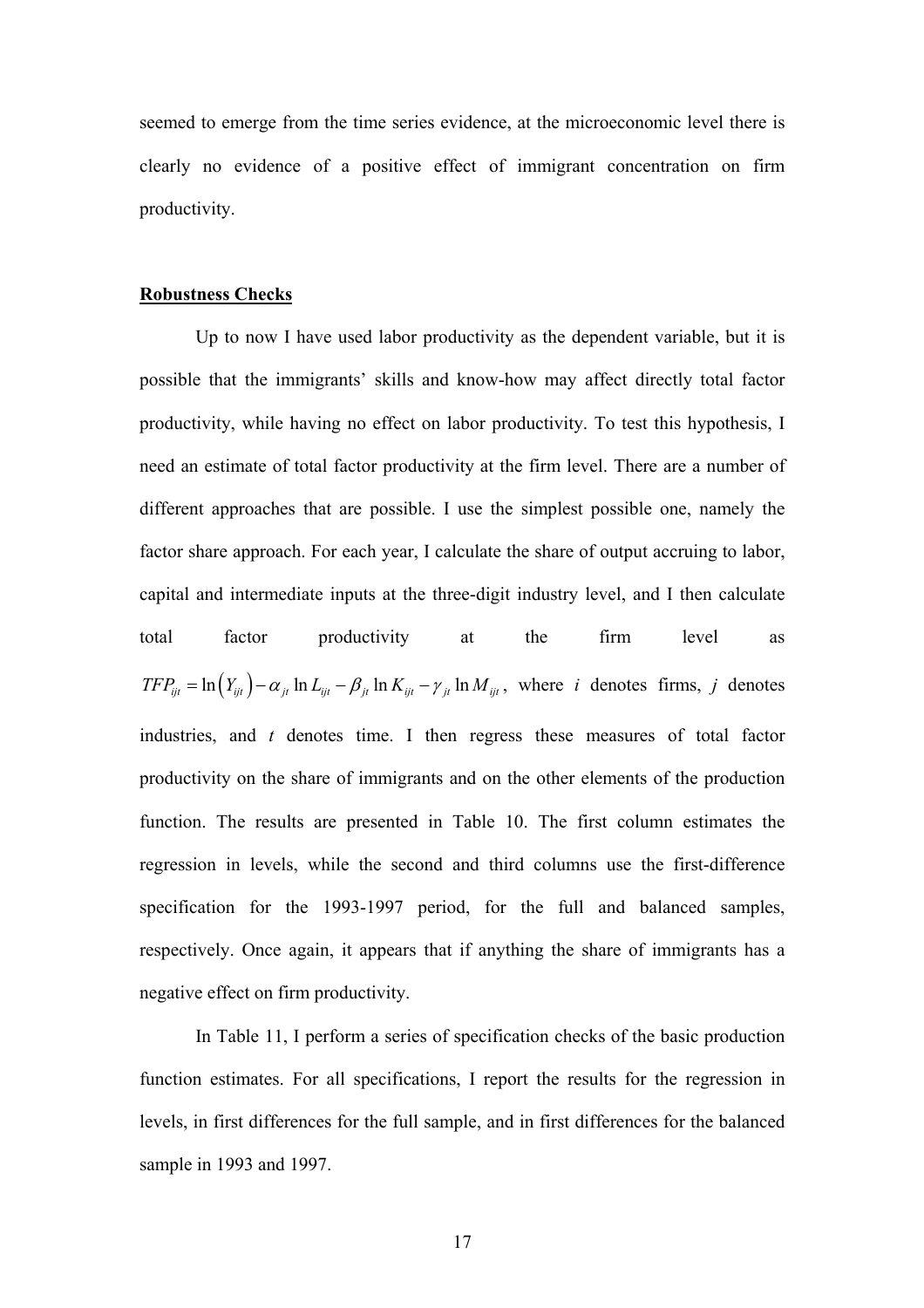seemed to emerge from the time series evidence, at the microeconomic level there is clearly no evidence of a positive effect of immigrant concentration on firm productivity.

**Robustness Checks**

Up to now I have used labor productivity as the dependent variable, but it is possible that the immigrants' skills and know-how may affect directly total factor productivity, while having no effect on labor productivity. To test this hypothesis, I need an estimate of total factor productivity at the firm level. There are a number of different approaches that are possible. I use the simplest possible one, namely the factor share approach. For each year, I calculate the share of output accruing to labor, capital and intermediate inputs at the three-digit industry level, and I then calculate total factor productivity at the firm level as $TFP_{ijt} = \ln\left(Y_{ijt}\right) - \alpha_{jt} \ln L_{ijt} - \beta_{jt} \ln K_{ijt} - \gamma_{jt} \ln M_{ijt}$, where $i$ denotes firms, $j$ denotes industries, and $t$ denotes time. I then regress these measures of total factor productivity on the share of immigrants and on the other elements of the production function. The results are presented in Table 10. The first column estimates the regression in levels, while the second and third columns use the first-difference specification for the 1993-1997 period, for the full and balanced samples, respectively. Once again, it appears that if anything the share of immigrants has a negative effect on firm productivity.

In Table 11, I perform a series of specification checks of the basic production function estimates. For all specifications, I report the results for the regression in levels, in first differences for the full sample, and in first differences for the balanced sample in 1993 and 1997.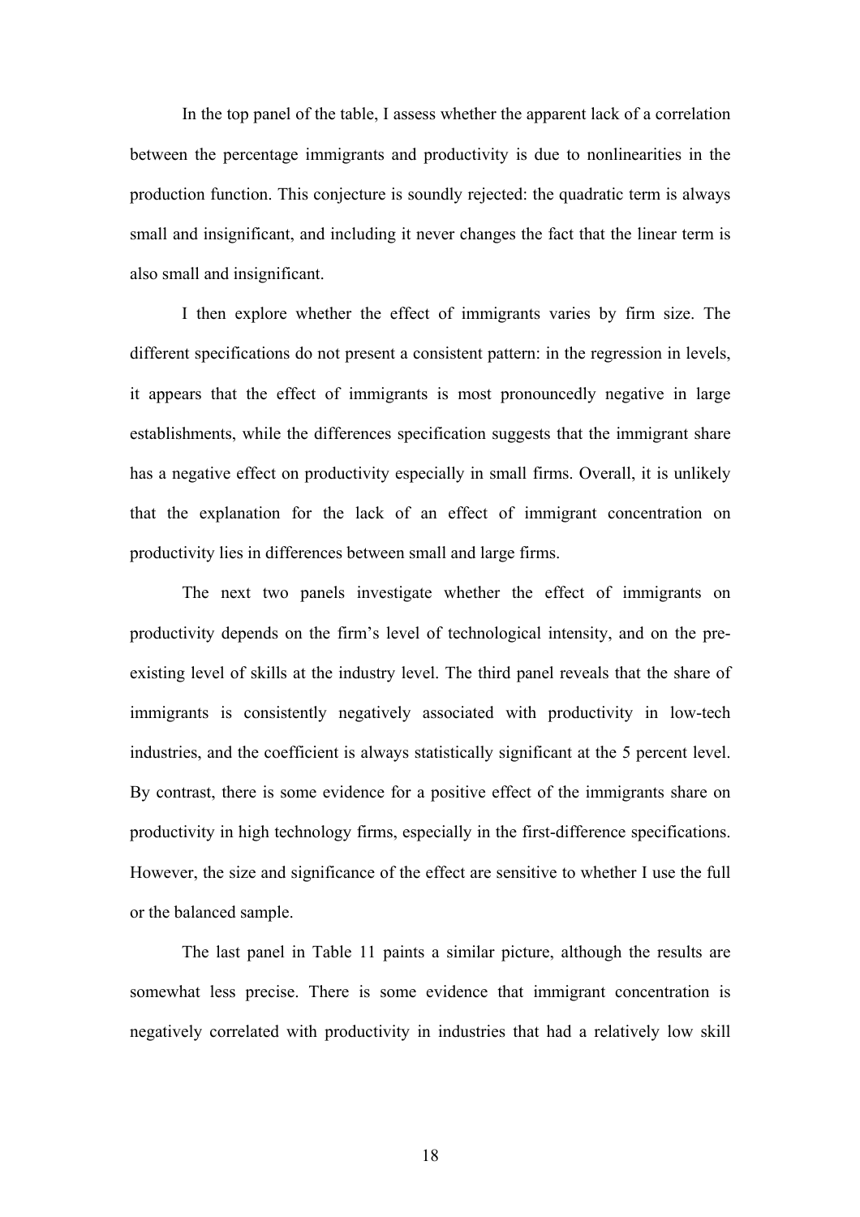In the top panel of the table, I assess whether the apparent lack of a correlation between the percentage immigrants and productivity is due to nonlinearities in the production function. This conjecture is soundly rejected: the quadratic term is always small and insignificant, and including it never changes the fact that the linear term is also small and insignificant.

I then explore whether the effect of immigrants varies by firm size. The different specifications do not present a consistent pattern: in the regression in levels, it appears that the effect of immigrants is most pronouncedly negative in large establishments, while the differences specification suggests that the immigrant share has a negative effect on productivity especially in small firms. Overall, it is unlikely that the explanation for the lack of an effect of immigrant concentration on productivity lies in differences between small and large firms.

The next two panels investigate whether the effect of immigrants on productivity depends on the firm's level of technological intensity, and on the pre-existing level of skills at the industry level. The third panel reveals that the share of immigrants is consistently negatively associated with productivity in low-tech industries, and the coefficient is always statistically significant at the 5 percent level. By contrast, there is some evidence for a positive effect of the immigrants share on productivity in high technology firms, especially in the first-difference specifications. However, the size and significance of the effect are sensitive to whether I use the full or the balanced sample.

The last panel in Table 11 paints a similar picture, although the results are somewhat less precise. There is some evidence that immigrant concentration is negatively correlated with productivity in industries that had a relatively low skill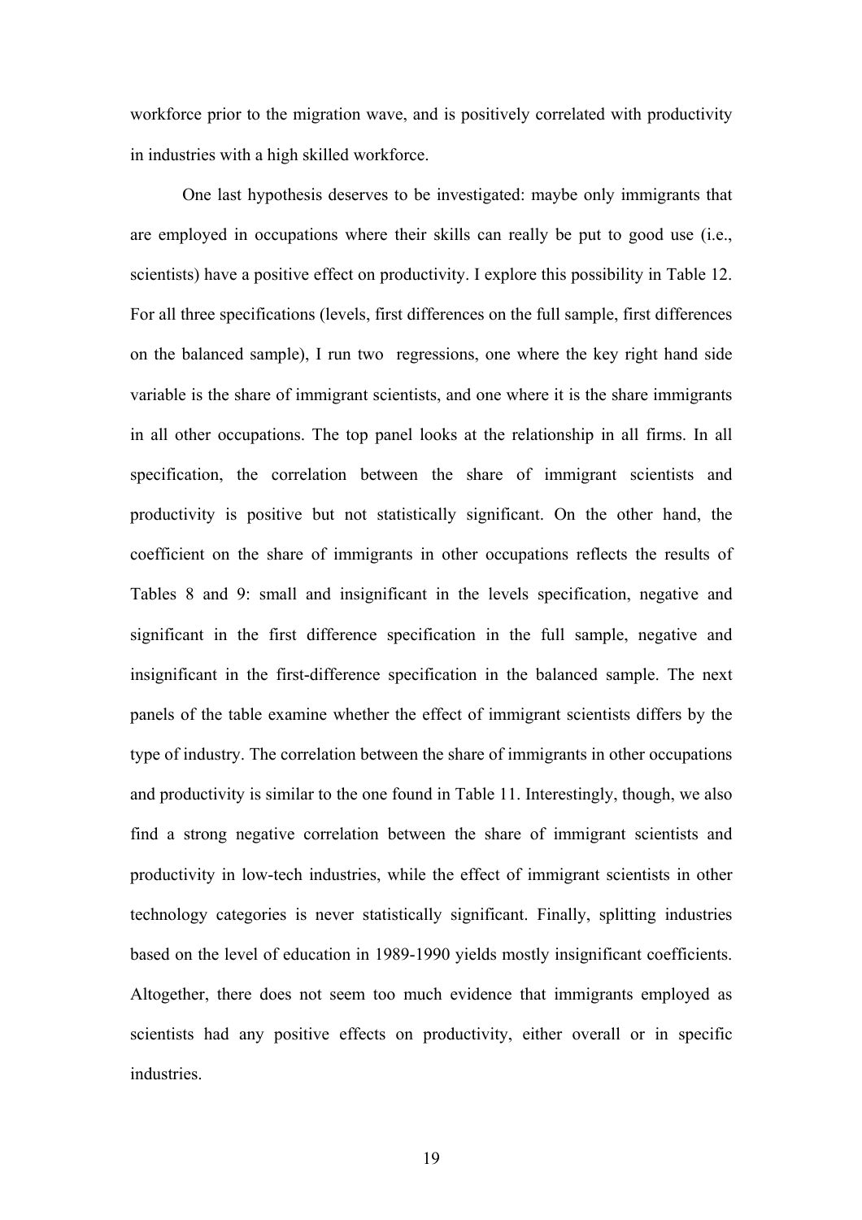workforce prior to the migration wave, and is positively correlated with productivity in industries with a high skilled workforce.

One last hypothesis deserves to be investigated: maybe only immigrants that are employed in occupations where their skills can really be put to good use (i.e., scientists) have a positive effect on productivity. I explore this possibility in Table 12. For all three specifications (levels, first differences on the full sample, first differences on the balanced sample), I run two regressions, one where the key right hand side variable is the share of immigrant scientists, and one where it is the share immigrants in all other occupations. The top panel looks at the relationship in all firms. In all specification, the correlation between the share of immigrant scientists and productivity is positive but not statistically significant. On the other hand, the coefficient on the share of immigrants in other occupations reflects the results of Tables 8 and 9: small and insignificant in the levels specification, negative and significant in the first difference specification in the full sample, negative and insignificant in the first-difference specification in the balanced sample. The next panels of the table examine whether the effect of immigrant scientists differs by the type of industry. The correlation between the share of immigrants in other occupations and productivity is similar to the one found in Table 11. Interestingly, though, we also find a strong negative correlation between the share of immigrant scientists and productivity in low-tech industries, while the effect of immigrant scientists in other technology categories is never statistically significant. Finally, splitting industries based on the level of education in 1989-1990 yields mostly insignificant coefficients. Altogether, there does not seem too much evidence that immigrants employed as scientists had any positive effects on productivity, either overall or in specific industries.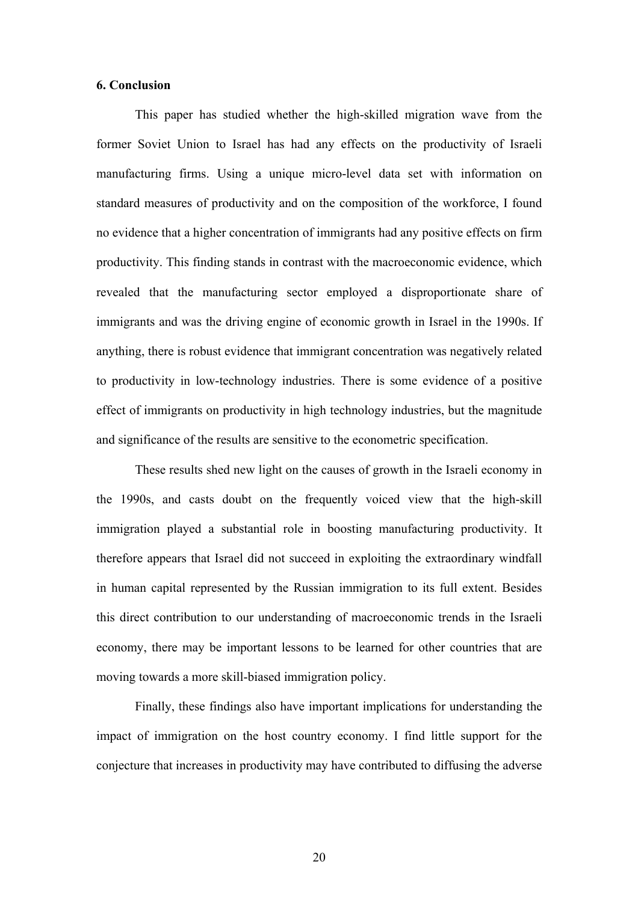## 6. Conclusion

This paper has studied whether the high-skilled migration wave from the former Soviet Union to Israel has had any effects on the productivity of Israeli manufacturing firms. Using a unique micro-level data set with information on standard measures of productivity and on the composition of the workforce, I found no evidence that a higher concentration of immigrants had any positive effects on firm productivity. This finding stands in contrast with the macroeconomic evidence, which revealed that the manufacturing sector employed a disproportionate share of immigrants and was the driving engine of economic growth in Israel in the 1990s. If anything, there is robust evidence that immigrant concentration was negatively related to productivity in low-technology industries. There is some evidence of a positive effect of immigrants on productivity in high technology industries, but the magnitude and significance of the results are sensitive to the econometric specification.

These results shed new light on the causes of growth in the Israeli economy in the 1990s, and casts doubt on the frequently voiced view that the high-skill immigration played a substantial role in boosting manufacturing productivity. It therefore appears that Israel did not succeed in exploiting the extraordinary windfall in human capital represented by the Russian immigration to its full extent. Besides this direct contribution to our understanding of macroeconomic trends in the Israeli economy, there may be important lessons to be learned for other countries that are moving towards a more skill-biased immigration policy.

Finally, these findings also have important implications for understanding the impact of immigration on the host country economy. I find little support for the conjecture that increases in productivity may have contributed to diffusing the adverse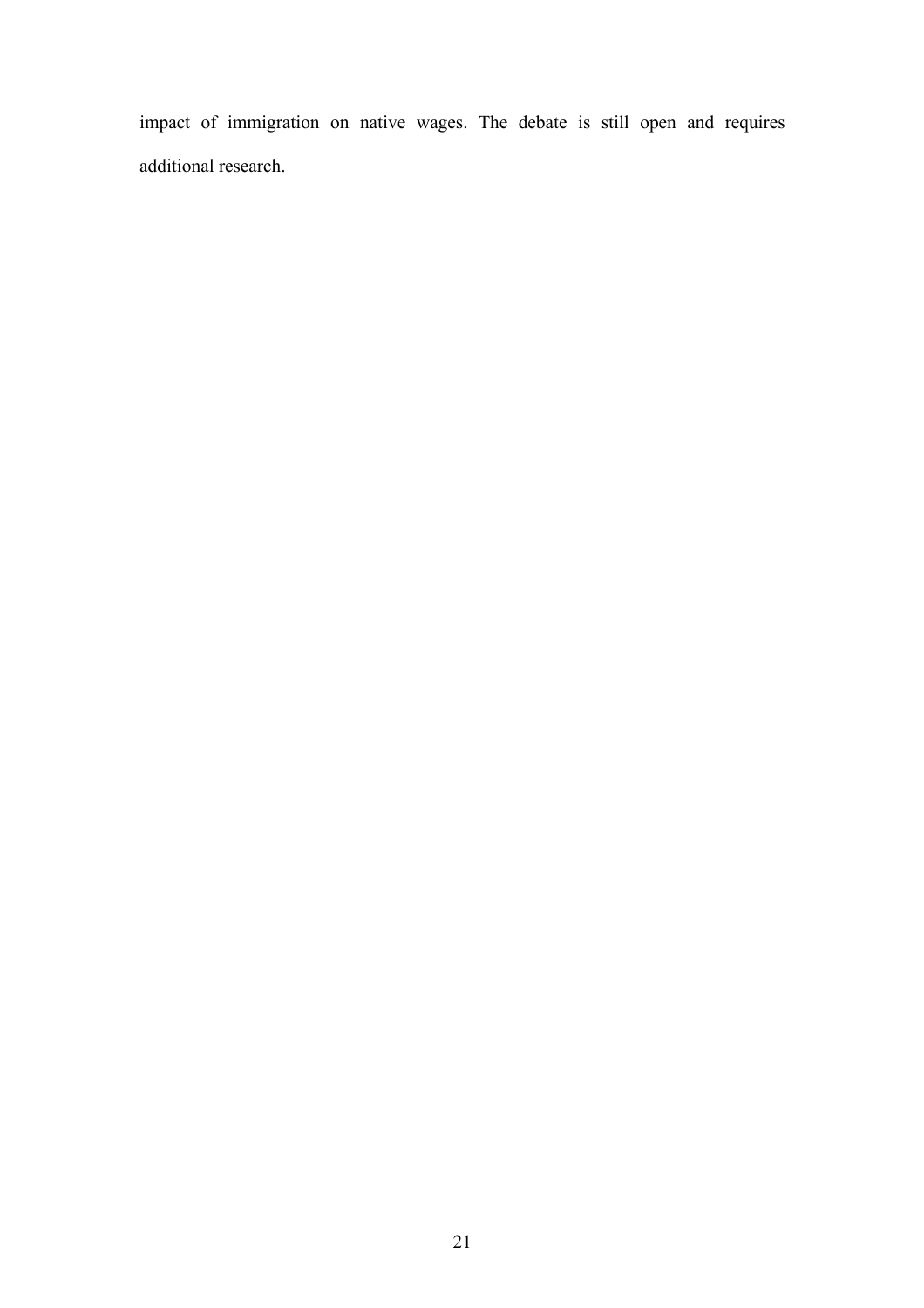impact of immigration on native wages. The debate is still open and requires additional research.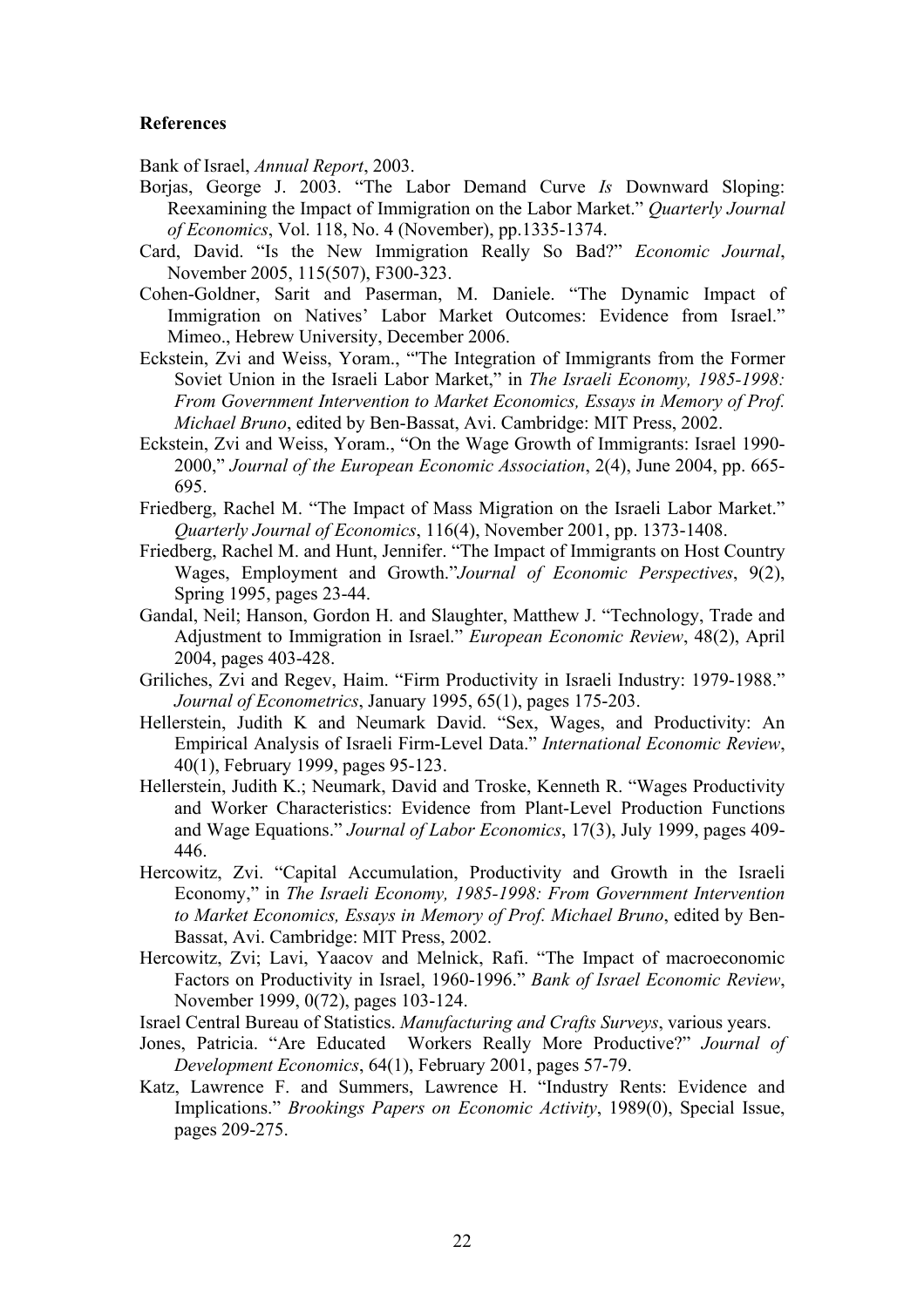**References**

Bank of Israel, *Annual Report*, 2003.

Borjas, George J. 2003. "The Labor Demand Curve *Is* Downward Sloping: Reexamining the Impact of Immigration on the Labor Market." *Quarterly Journal of Economics*, Vol. 118, No. 4 (November), pp.1335-1374.

Card, David. "Is the New Immigration Really So Bad?" *Economic Journal*, November 2005, 115(507), F300-323.

Cohen-Goldner, Sarit and Paserman, M. Daniele. "The Dynamic Impact of Immigration on Natives' Labor Market Outcomes: Evidence from Israel." Mimeo., Hebrew University, December 2006.

Eckstein, Zvi and Weiss, Yoram., "'The Integration of Immigrants from the Former Soviet Union in the Israeli Labor Market," in *The Israeli Economy, 1985-1998: From Government Intervention to Market Economics, Essays in Memory of Prof. Michael Bruno*, edited by Ben-Bassat, Avi. Cambridge: MIT Press, 2002.

Eckstein, Zvi and Weiss, Yoram., "On the Wage Growth of Immigrants: Israel 1990-2000," *Journal of the European Economic Association*, 2(4), June 2004, pp. 665-695.

Friedberg, Rachel M. "The Impact of Mass Migration on the Israeli Labor Market." *Quarterly Journal of Economics*, 116(4), November 2001, pp. 1373-1408.

Friedberg, Rachel M. and Hunt, Jennifer. "The Impact of Immigrants on Host Country Wages, Employment and Growth."*Journal of Economic Perspectives*, 9(2), Spring 1995, pages 23-44.

Gandal, Neil; Hanson, Gordon H. and Slaughter, Matthew J. "Technology, Trade and Adjustment to Immigration in Israel." *European Economic Review*, 48(2), April 2004, pages 403-428.

Griliches, Zvi and Regev, Haim. "Firm Productivity in Israeli Industry: 1979-1988." *Journal of Econometrics*, January 1995, 65(1), pages 175-203.

Hellerstein, Judith K and Neumark David. "Sex, Wages, and Productivity: An Empirical Analysis of Israeli Firm-Level Data." *International Economic Review*, 40(1), February 1999, pages 95-123.

Hellerstein, Judith K.; Neumark, David and Troske, Kenneth R. "Wages Productivity and Worker Characteristics: Evidence from Plant-Level Production Functions and Wage Equations." *Journal of Labor Economics*, 17(3), July 1999, pages 409-446.

Hercowitz, Zvi. "Capital Accumulation, Productivity and Growth in the Israeli Economy," in *The Israeli Economy, 1985-1998: From Government Intervention to Market Economics, Essays in Memory of Prof. Michael Bruno*, edited by Ben-Bassat, Avi. Cambridge: MIT Press, 2002.

Hercowitz, Zvi; Lavi, Yaacov and Melnick, Rafi. "The Impact of macroeconomic Factors on Productivity in Israel, 1960-1996." *Bank of Israel Economic Review*, November 1999, 0(72), pages 103-124.

Israel Central Bureau of Statistics. *Manufacturing and Crafts Surveys*, various years.

Jones, Patricia. "Are Educated Workers Really More Productive?" *Journal of Development Economics*, 64(1), February 2001, pages 57-79.

Katz, Lawrence F. and Summers, Lawrence H. "Industry Rents: Evidence and Implications." *Brookings Papers on Economic Activity*, 1989(0), Special Issue, pages 209-275.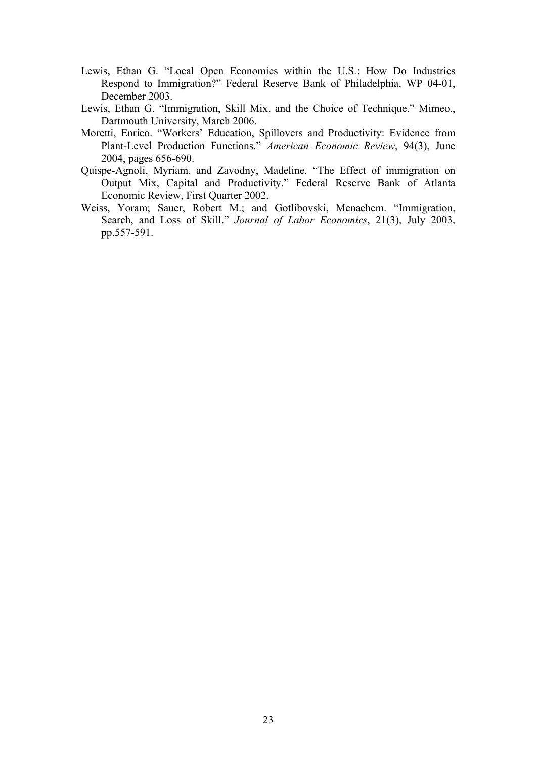Lewis, Ethan G. "Local Open Economies within the U.S.: How Do Industries Respond to Immigration?" Federal Reserve Bank of Philadelphia, WP 04-01, December 2003.

Lewis, Ethan G. "Immigration, Skill Mix, and the Choice of Technique." Mimeo., Dartmouth University, March 2006.

Moretti, Enrico. "Workers' Education, Spillovers and Productivity: Evidence from Plant-Level Production Functions." *American Economic Review*, 94(3), June 2004, pages 656-690.

Quispe-Agnoli, Myriam, and Zavodny, Madeline. "The Effect of immigration on Output Mix, Capital and Productivity." Federal Reserve Bank of Atlanta Economic Review, First Quarter 2002.

Weiss, Yoram; Sauer, Robert M.; and Gotlibovski, Menachem. "Immigration, Search, and Loss of Skill." *Journal of Labor Economics*, 21(3), July 2003, pp.557-591.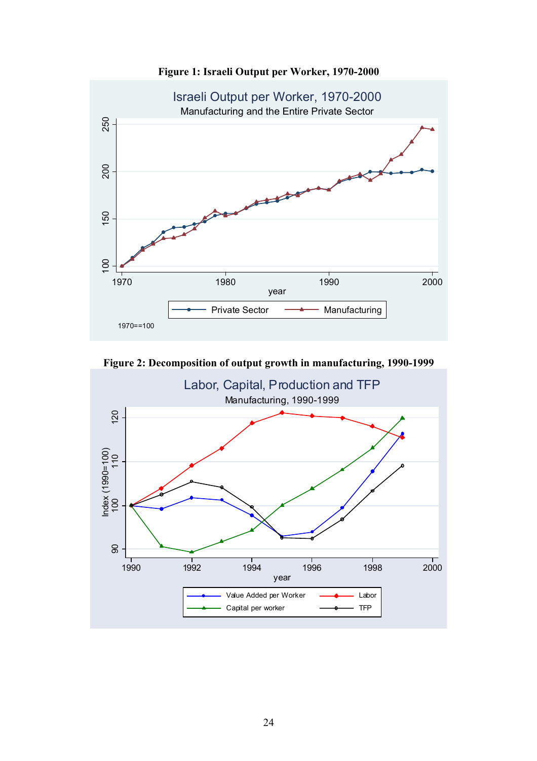**Figure 1: Israeli Output per Worker, 1970-2000**

**Figure 2: Decomposition of output growth in manufacturing, 1990-1999**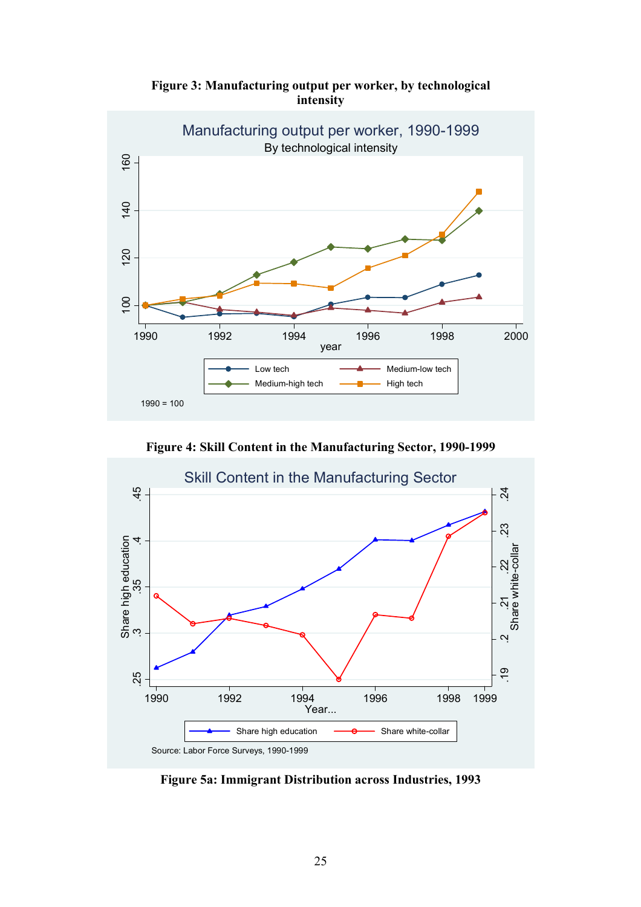**Figure 3: Manufacturing output per worker, by technological intensity**

**Figure 4: Skill Content in the Manufacturing Sector, 1990-1999**

**Figure 5a: Immigrant Distribution across Industries, 1993**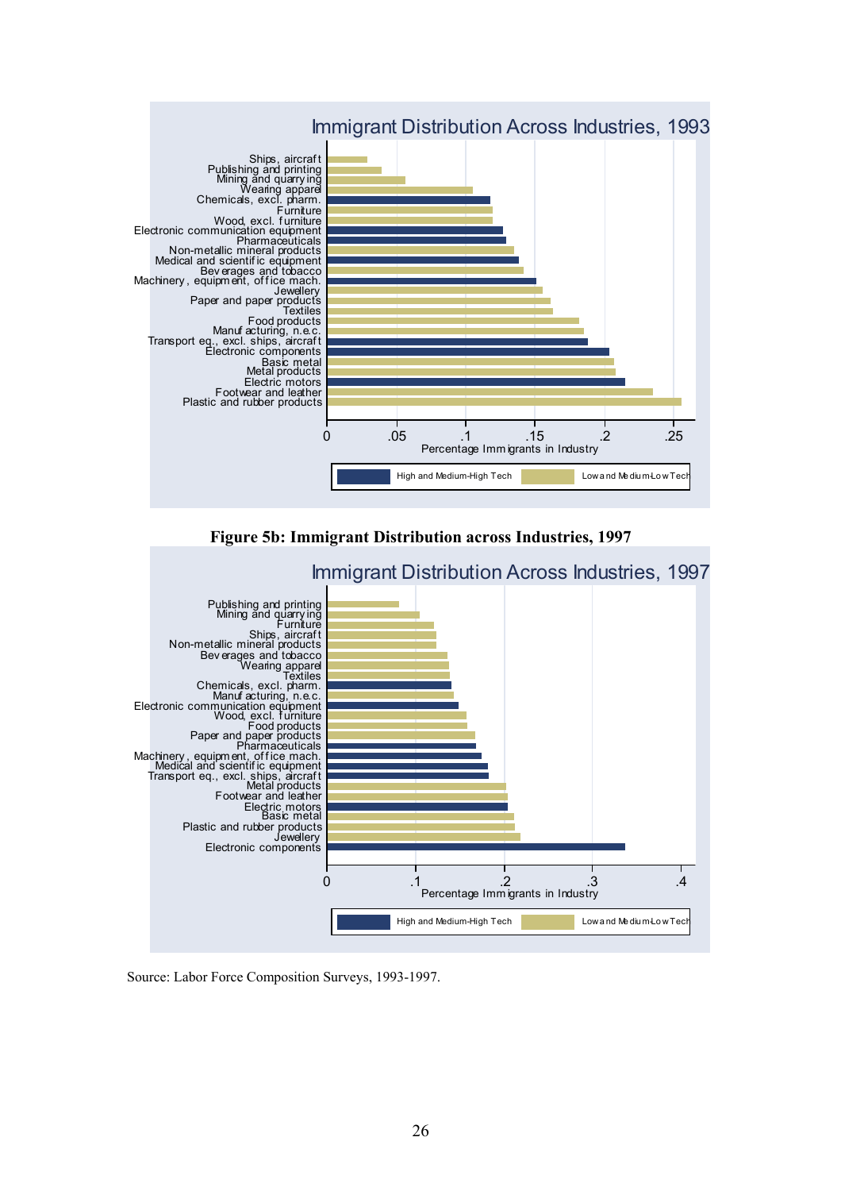Figure 5b: Immigrant Distribution across Industries, 1997

Source: Labor Force Composition Surveys, 1993-1997.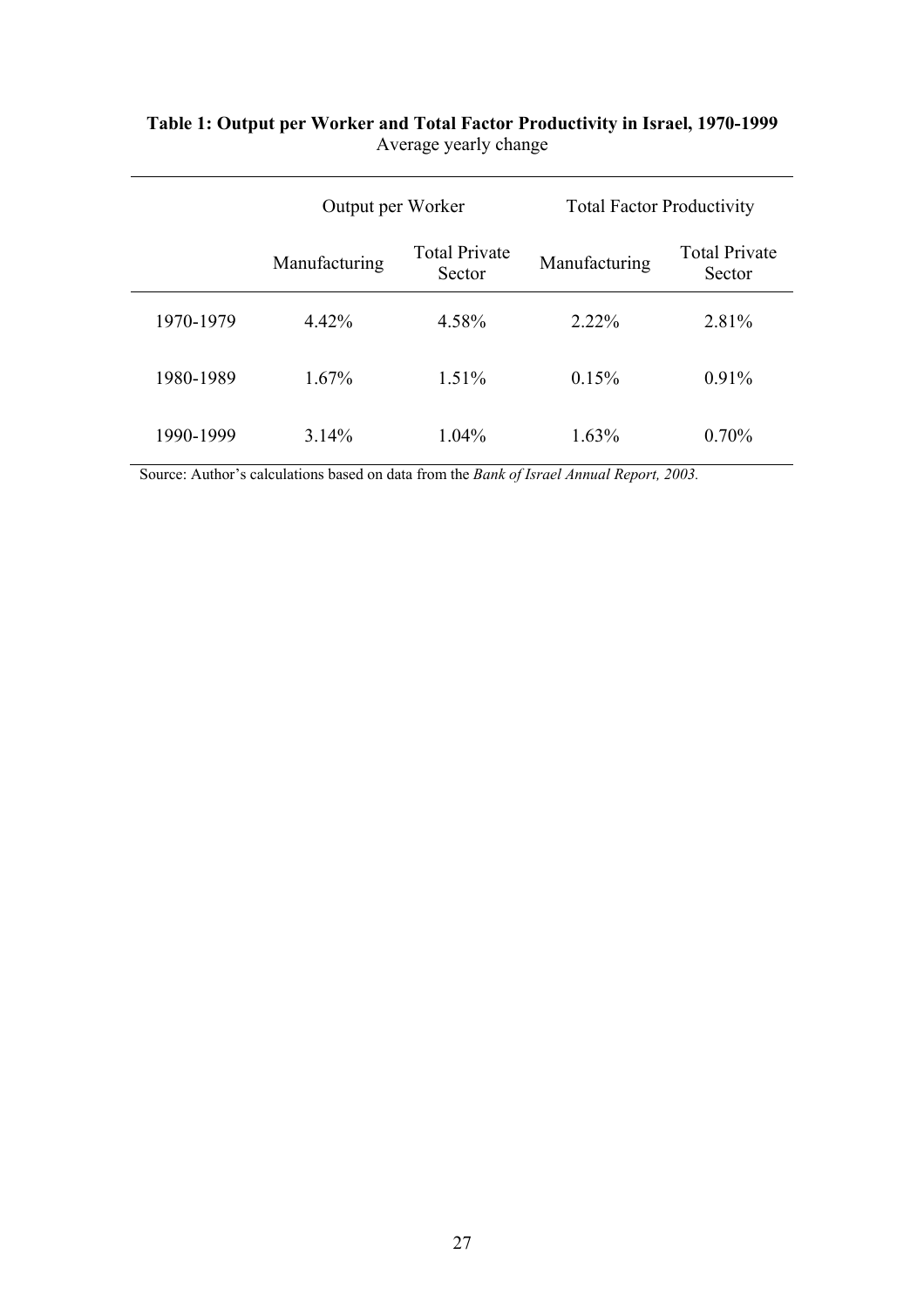**Table 1: Output per Worker and Total Factor Productivity in Israel, 1970-1999**
Average yearly change

| | Output per Worker | | Total Factor Productivity | |
|---|---|---|---|---|
| | Manufacturing | Total Private Sector | Manufacturing | Total Private Sector |
| 1970-1979 | 4.42% | 4.58% | 2.22% | 2.81% |
| 1980-1989 | 1.67% | 1.51% | 0.15% | 0.91% |
| 1990-1999 | 3.14% | 1.04% | 1.63% | 0.70% |

Source: Author's calculations based on data from the *Bank of Israel Annual Report, 2003.*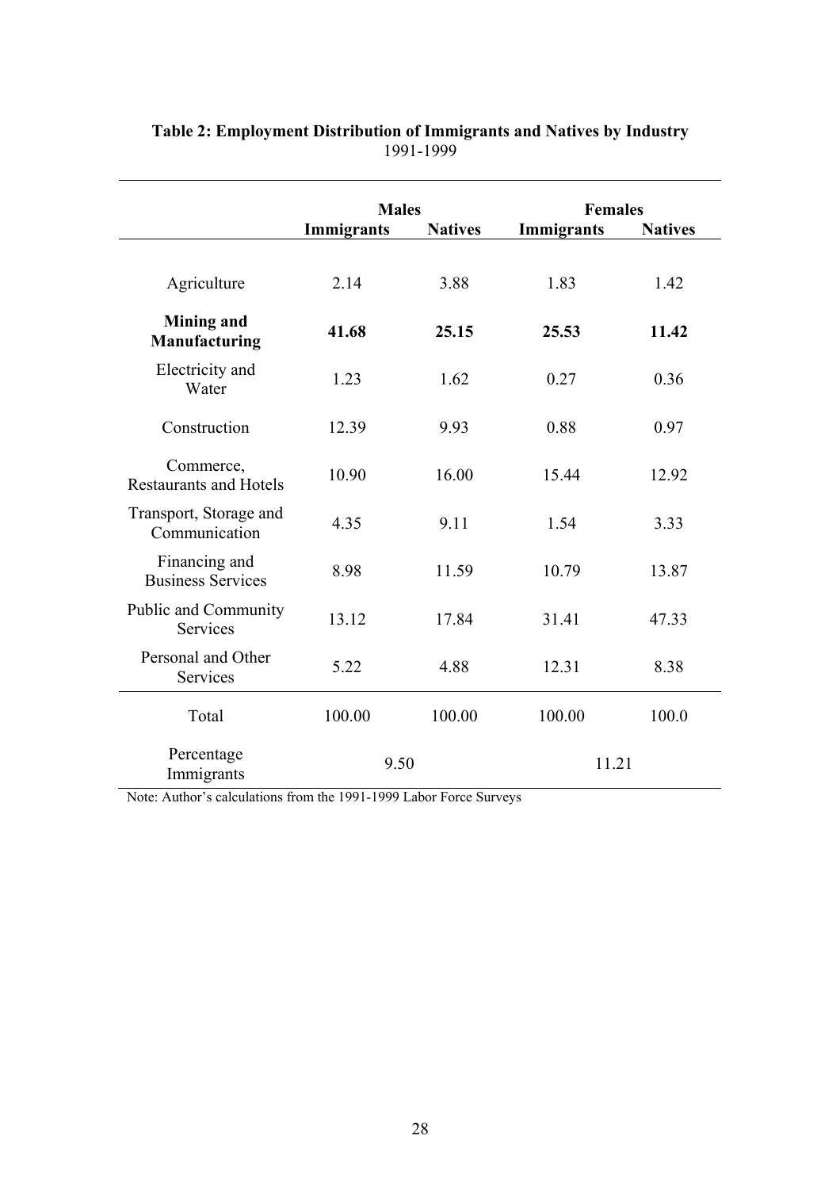**Table 2: Employment Distribution of Immigrants and Natives by Industry**
1991-1999

| | **Males** | | **Females** | |
|---|---|---|---|---|
| | **Immigrants** | **Natives** | **Immigrants** | **Natives** |
| Agriculture | 2.14 | 3.88 | 1.83 | 1.42 |
| **Mining and Manufacturing** | **41.68** | **25.15** | **25.53** | **11.42** |
| Electricity and Water | 1.23 | 1.62 | 0.27 | 0.36 |
| Construction | 12.39 | 9.93 | 0.88 | 0.97 |
| Commerce, Restaurants and Hotels | 10.90 | 16.00 | 15.44 | 12.92 |
| Transport, Storage and Communication | 4.35 | 9.11 | 1.54 | 3.33 |
| Financing and Business Services | 8.98 | 11.59 | 10.79 | 13.87 |
| Public and Community Services | 13.12 | 17.84 | 31.41 | 47.33 |
| Personal and Other Services | 5.22 | 4.88 | 12.31 | 8.38 |
| Total | 100.00 | 100.00 | 100.00 | 100.0 |
| Percentage Immigrants | 9.50 | | 11.21 | |

Note: Author's calculations from the 1991-1999 Labor Force Surveys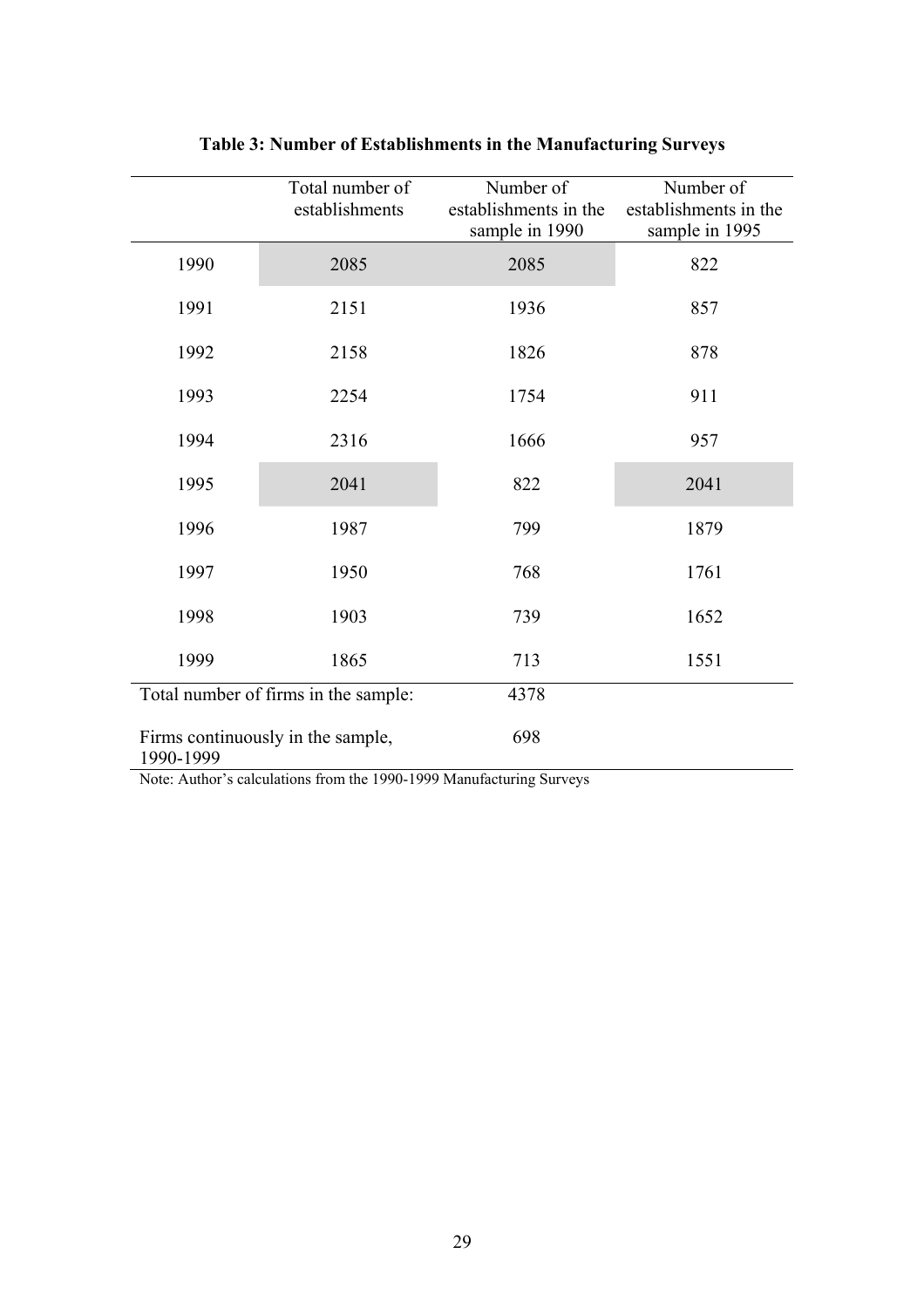**Table 3: Number of Establishments in the Manufacturing Surveys**

| | Total number of establishments | Number of establishments in the sample in 1990 | Number of establishments in the sample in 1995 |
|---|---|---|---|
| 1990 | 2085 | 2085 | 822 |
| 1991 | 2151 | 1936 | 857 |
| 1992 | 2158 | 1826 | 878 |
| 1993 | 2254 | 1754 | 911 |
| 1994 | 2316 | 1666 | 957 |
| 1995 | 2041 | 822 | 2041 |
| 1996 | 1987 | 799 | 1879 |
| 1997 | 1950 | 768 | 1761 |
| 1998 | 1903 | 739 | 1652 |
| 1999 | 1865 | 713 | 1551 |
| Total number of firms in the sample: | | 4378 | |
| Firms continuously in the sample, 1990-1999 | | 698 | |

Note: Author's calculations from the 1990-1999 Manufacturing Surveys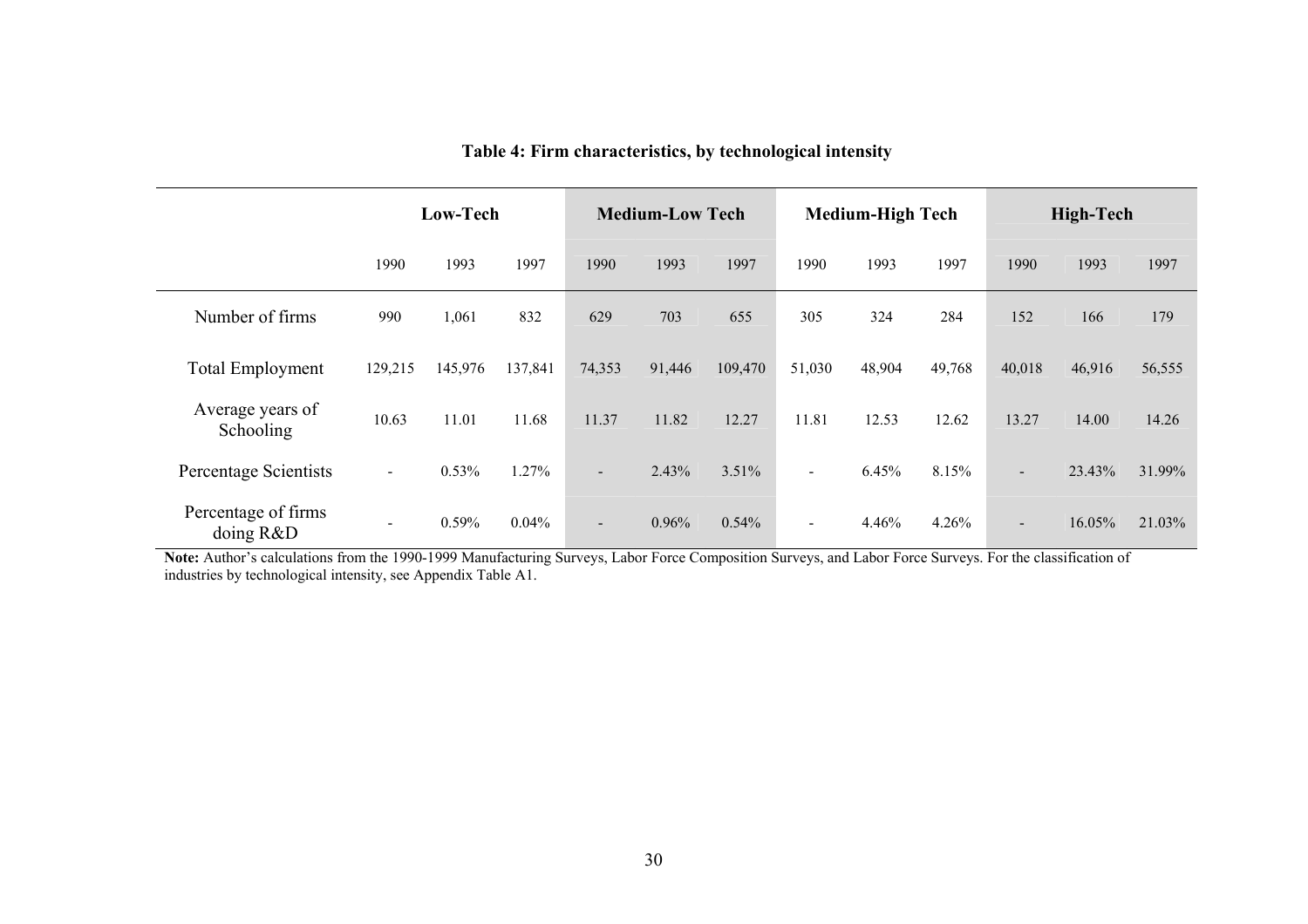**Table 4: Firm characteristics, by technological intensity**

| | Low-Tech | | | Medium-Low Tech | | | Medium-High Tech | | | High-Tech | | |
|---|---|---|---|---|---|---|---|---|---|---|---|---|
| | 1990 | 1993 | 1997 | 1990 | 1993 | 1997 | 1990 | 1993 | 1997 | 1990 | 1993 | 1997 |
| Number of firms | 990 | 1,061 | 832 | 629 | 703 | 655 | 305 | 324 | 284 | 152 | 166 | 179 |
| Total Employment | 129,215 | 145,976 | 137,841 | 74,353 | 91,446 | 109,470 | 51,030 | 48,904 | 49,768 | 40,018 | 46,916 | 56,555 |
| Average years of Schooling | 10.63 | 11.01 | 11.68 | 11.37 | 11.82 | 12.27 | 11.81 | 12.53 | 12.62 | 13.27 | 14.00 | 14.26 |
| Percentage Scientists | - | 0.53% | 1.27% | - | 2.43% | 3.51% | - | 6.45% | 8.15% | - | 23.43% | 31.99% |
| Percentage of firms doing R&D | - | 0.59% | 0.04% | - | 0.96% | 0.54% | - | 4.46% | 4.26% | - | 16.05% | 21.03% |

**Note:** Author's calculations from the 1990-1999 Manufacturing Surveys, Labor Force Composition Surveys, and Labor Force Surveys. For the classification of industries by technological intensity, see Appendix Table A1.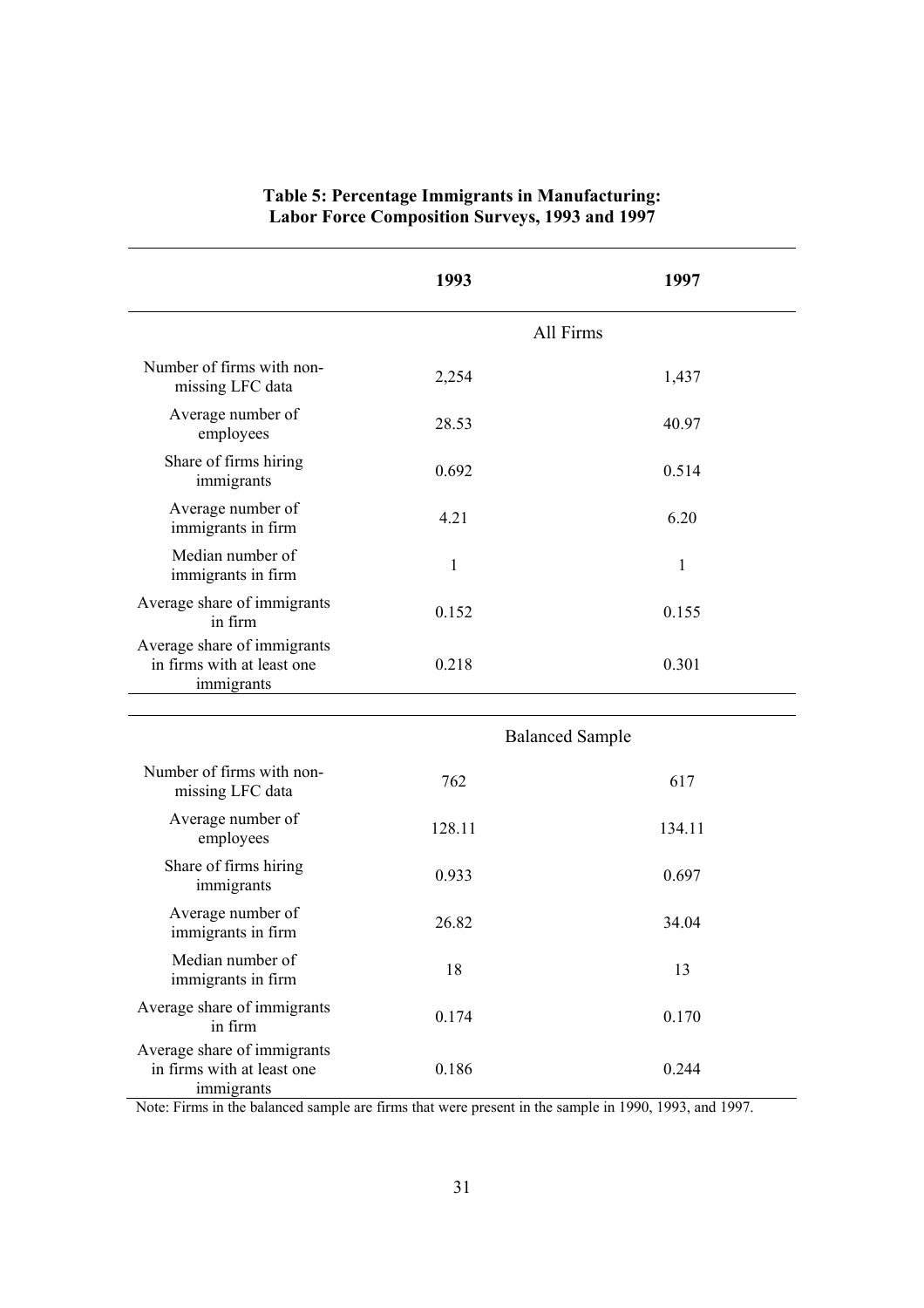**Table 5: Percentage Immigrants in Manufacturing: Labor Force Composition Surveys, 1993 and 1997**

| | 1993 | 1997 |
|---|---|---|
| | All Firms | |
| Number of firms with non-missing LFC data | 2,254 | 1,437 |
| Average number of employees | 28.53 | 40.97 |
| Share of firms hiring immigrants | 0.692 | 0.514 |
| Average number of immigrants in firm | 4.21 | 6.20 |
| Median number of immigrants in firm | 1 | 1 |
| Average share of immigrants in firm | 0.152 | 0.155 |
| Average share of immigrants in firms with at least one immigrants | 0.218 | 0.301 |
| | Balanced Sample | |
| Number of firms with non-missing LFC data | 762 | 617 |
| Average number of employees | 128.11 | 134.11 |
| Share of firms hiring immigrants | 0.933 | 0.697 |
| Average number of immigrants in firm | 26.82 | 34.04 |
| Median number of immigrants in firm | 18 | 13 |
| Average share of immigrants in firm | 0.174 | 0.170 |
| Average share of immigrants in firms with at least one immigrants | 0.186 | 0.244 |

Note: Firms in the balanced sample are firms that were present in the sample in 1990, 1993, and 1997.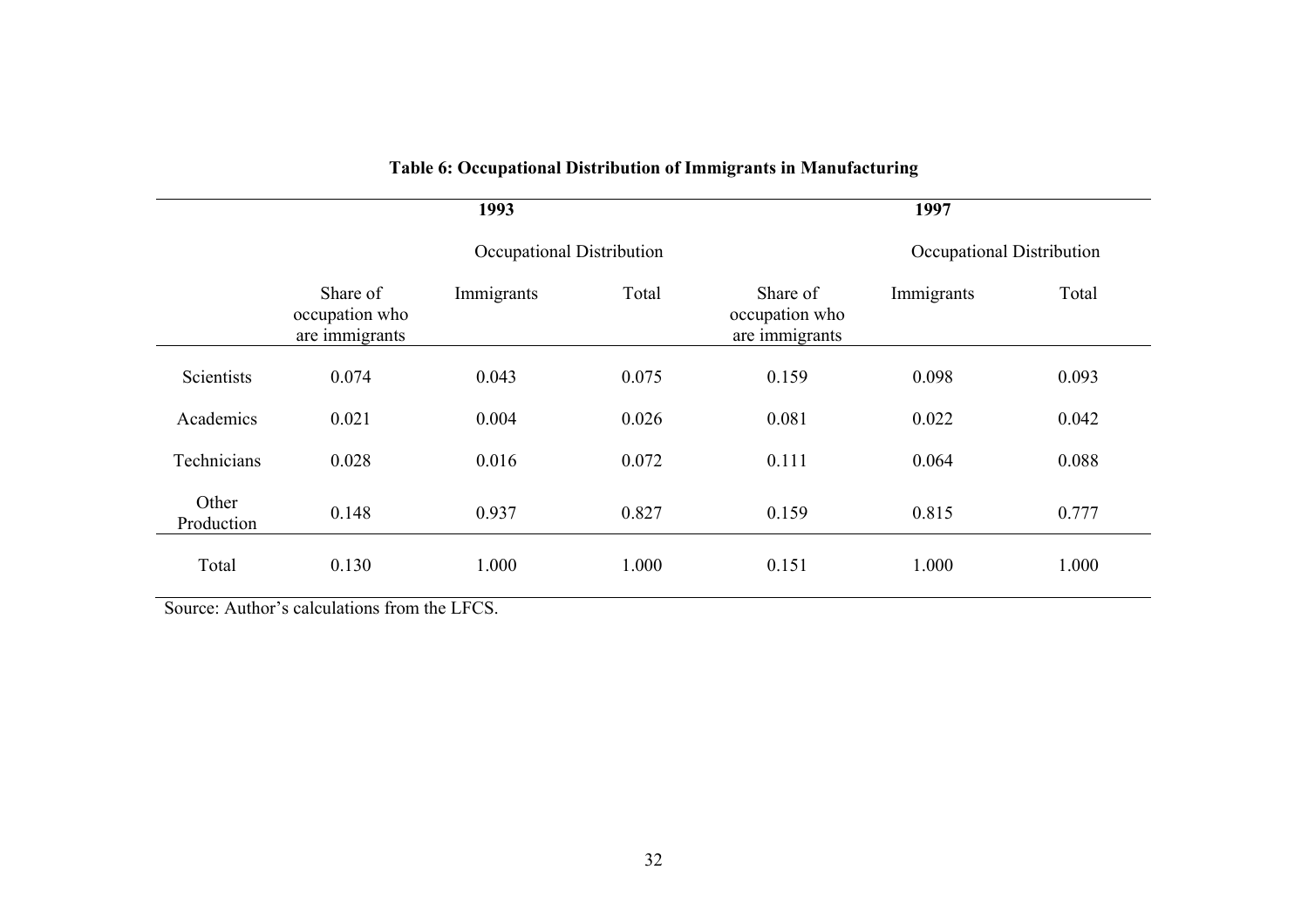**Table 6: Occupational Distribution of Immigrants in Manufacturing**

| | 1993 | | | 1997 | | |
|---|---|---|---|---|---|---|
| | | Occupational Distribution | | | Occupational Distribution | |
| | Share of occupation who are immigrants | Immigrants | Total | Share of occupation who are immigrants | Immigrants | Total |
| Scientists | 0.074 | 0.043 | 0.075 | 0.159 | 0.098 | 0.093 |
| Academics | 0.021 | 0.004 | 0.026 | 0.081 | 0.022 | 0.042 |
| Technicians | 0.028 | 0.016 | 0.072 | 0.111 | 0.064 | 0.088 |
| Other Production | 0.148 | 0.937 | 0.827 | 0.159 | 0.815 | 0.777 |
| Total | 0.130 | 1.000 | 1.000 | 0.151 | 1.000 | 1.000 |

Source: Author's calculations from the LFCS.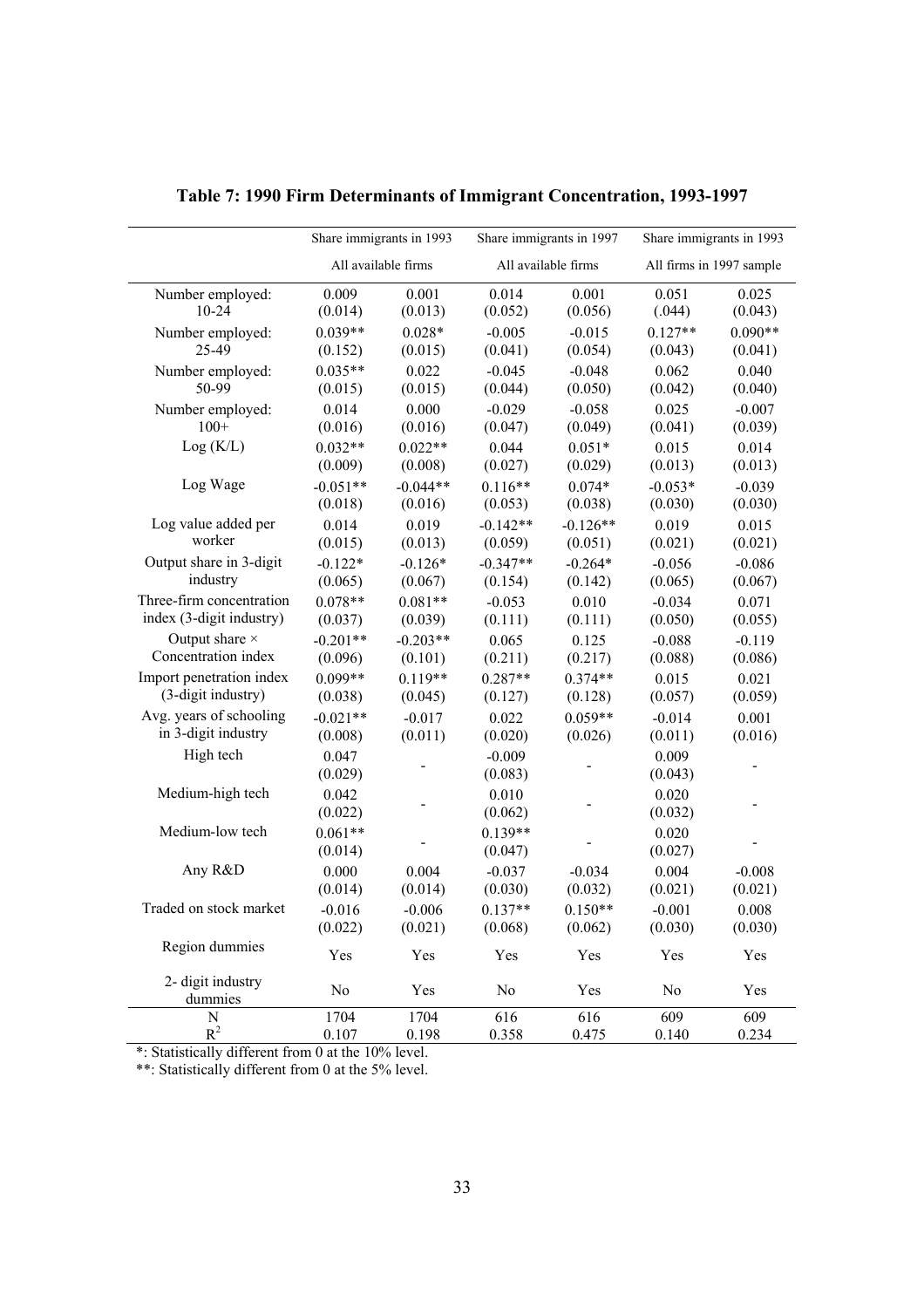**Table 7: 1990 Firm Determinants of Immigrant Concentration, 1993-1997**

| | Share immigrants in 1993 | | Share immigrants in 1997 | | Share immigrants in 1993 | |
|---|---|---|---|---|---|---|
| | All available firms | | All available firms | | All firms in 1997 sample | |
| Number employed: 10-24 | 0.009 (0.014) | 0.001 (0.013) | 0.014 (0.052) | 0.001 (0.056) | 0.051 (.044) | 0.025 (0.043) |
| Number employed: 25-49 | 0.039** (0.152) | 0.028* (0.015) | -0.005 (0.041) | -0.015 (0.054) | 0.127** (0.043) | 0.090** (0.041) |
| Number employed: 50-99 | 0.035** (0.015) | 0.022 (0.015) | -0.045 (0.044) | -0.048 (0.050) | 0.062 (0.042) | 0.040 (0.040) |
| Number employed: 100+ | 0.014 (0.016) | 0.000 (0.016) | -0.029 (0.047) | -0.058 (0.049) | 0.025 (0.041) | -0.007 (0.039) |
| Log (K/L) | 0.032** (0.009) | 0.022** (0.008) | 0.044 (0.027) | 0.051* (0.029) | 0.015 (0.013) | 0.014 (0.013) |
| Log Wage | -0.051** (0.018) | -0.044** (0.016) | 0.116** (0.053) | 0.074* (0.038) | -0.053* (0.030) | -0.039 (0.030) |
| Log value added per worker | 0.014 (0.015) | 0.019 (0.013) | -0.142** (0.059) | -0.126** (0.051) | 0.019 (0.021) | 0.015 (0.021) |
| Output share in 3-digit industry | -0.122* (0.065) | -0.126* (0.067) | -0.347** (0.154) | -0.264* (0.142) | -0.056 (0.065) | -0.086 (0.067) |
| Three-firm concentration index (3-digit industry) | 0.078** (0.037) | 0.081** (0.039) | -0.053 (0.111) | 0.010 (0.111) | -0.034 (0.050) | 0.071 (0.055) |
| Output share × Concentration index | -0.201** (0.096) | -0.203** (0.101) | 0.065 (0.211) | 0.125 (0.217) | -0.088 (0.088) | -0.119 (0.086) |
| Import penetration index (3-digit industry) | 0.099** (0.038) | 0.119** (0.045) | 0.287** (0.127) | 0.374** (0.128) | 0.015 (0.057) | 0.021 (0.059) |
| Avg. years of schooling in 3-digit industry | -0.021** (0.008) | -0.017 (0.011) | 0.022 (0.020) | 0.059** (0.026) | -0.014 (0.011) | 0.001 (0.016) |
| High tech | 0.047 (0.029) | - | -0.009 (0.083) | - | 0.009 (0.043) | - |
| Medium-high tech | 0.042 (0.022) | - | 0.010 (0.062) | - | 0.020 (0.032) | - |
| Medium-low tech | 0.061** (0.014) | - | 0.139** (0.047) | - | 0.020 (0.027) | - |
| Any R&D | 0.000 (0.014) | 0.004 (0.014) | -0.037 (0.030) | -0.034 (0.032) | 0.004 (0.021) | -0.008 (0.021) |
| Traded on stock market | -0.016 (0.022) | -0.006 (0.021) | 0.137** (0.068) | 0.150** (0.062) | -0.001 (0.030) | 0.008 (0.030) |
| Region dummies | Yes | Yes | Yes | Yes | Yes | Yes |
| 2- digit industry dummies | No | Yes | No | Yes | No | Yes |
| N | 1704 | 1704 | 616 | 616 | 609 | 609 |
| $R^2$ | 0.107 | 0.198 | 0.358 | 0.475 | 0.140 | 0.234 |

*: Statistically different from 0 at the 10% level.

**: Statistically different from 0 at the 5% level.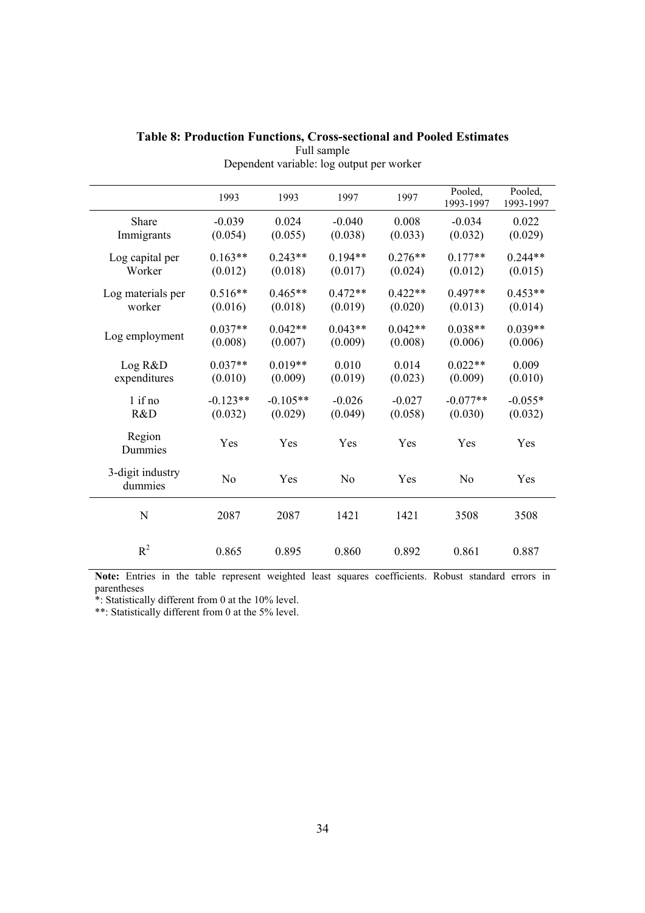**Table 8: Production Functions, Cross-sectional and Pooled Estimates**

Full sample

Dependent variable: log output per worker

| | 1993 | 1993 | 1997 | 1997 | Pooled, 1993-1997 | Pooled, 1993-1997 |
|---|---|---|---|---|---|---|
| Share Immigrants | -0.039 (0.054) | 0.024 (0.055) | -0.040 (0.038) | 0.008 (0.033) | -0.034 (0.032) | 0.022 (0.029) |
| Log capital per Worker | 0.163** (0.012) | 0.243** (0.018) | 0.194** (0.017) | 0.276** (0.024) | 0.177** (0.012) | 0.244** (0.015) |
| Log materials per worker | 0.516** (0.016) | 0.465** (0.018) | 0.472** (0.019) | 0.422** (0.020) | 0.497** (0.013) | 0.453** (0.014) |
| Log employment | 0.037** (0.008) | 0.042** (0.007) | 0.043** (0.009) | 0.042** (0.008) | 0.038** (0.006) | 0.039** (0.006) |
| Log R&D expenditures | 0.037** (0.010) | 0.019** (0.009) | 0.010 (0.019) | 0.014 (0.023) | 0.022** (0.009) | 0.009 (0.010) |
| 1 if no R&D | -0.123** (0.032) | -0.105** (0.029) | -0.026 (0.049) | -0.027 (0.058) | -0.077** (0.030) | -0.055* (0.032) |
| Region Dummies | Yes | Yes | Yes | Yes | Yes | Yes |
| 3-digit industry dummies | No | Yes | No | Yes | No | Yes |
| N | 2087 | 2087 | 1421 | 1421 | 3508 | 3508 |
| $R^2$ | 0.865 | 0.895 | 0.860 | 0.892 | 0.861 | 0.887 |

**Note:** Entries in the table represent weighted least squares coefficients. Robust standard errors in parentheses

*: Statistically different from 0 at the 10% level.

**: Statistically different from 0 at the 5% level.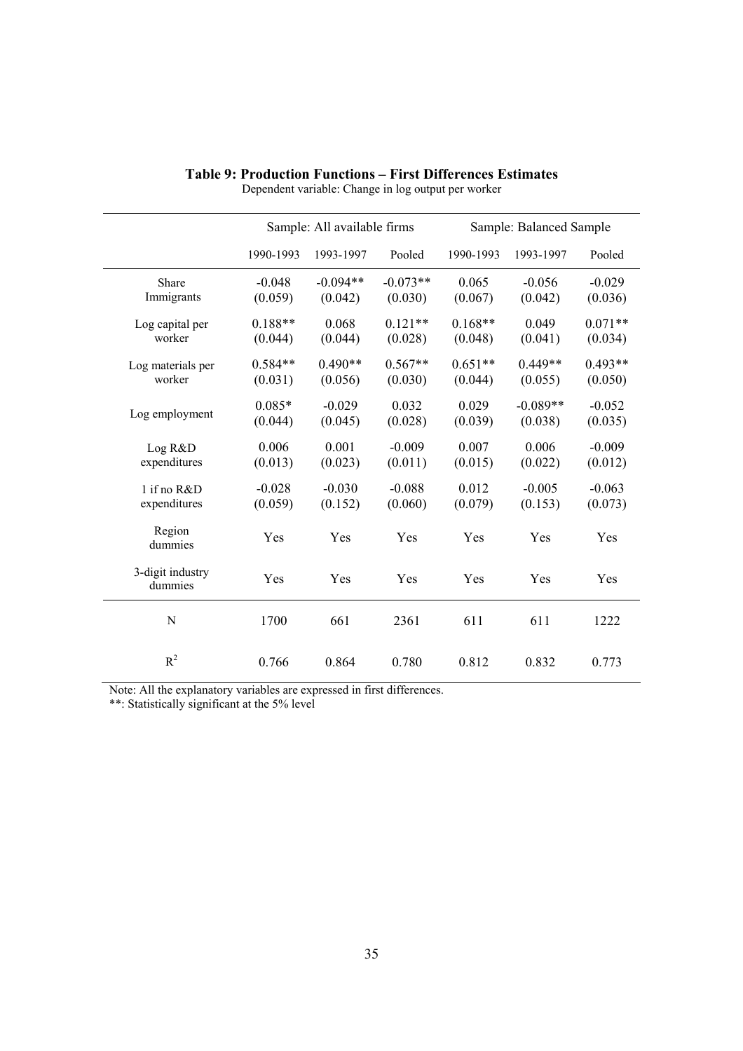**Table 9: Production Functions – First Differences Estimates**

Dependent variable: Change in log output per worker

| | Sample: All available firms | | | Sample: Balanced Sample | | |
|---|---|---|---|---|---|---|
| | 1990-1993 | 1993-1997 | Pooled | 1990-1993 | 1993-1997 | Pooled |
| Share Immigrants | -0.048<br>(0.059) | -0.094**<br>(0.042) | -0.073**<br>(0.030) | 0.065<br>(0.067) | -0.056<br>(0.042) | -0.029<br>(0.036) |
| Log capital per worker | 0.188**<br>(0.044) | 0.068<br>(0.044) | 0.121**<br>(0.028) | 0.168**<br>(0.048) | 0.049<br>(0.041) | 0.071**<br>(0.034) |
| Log materials per worker | 0.584**<br>(0.031) | 0.490**<br>(0.056) | 0.567**<br>(0.030) | 0.651**<br>(0.044) | 0.449**<br>(0.055) | 0.493**<br>(0.050) |
| Log employment | 0.085*<br>(0.044) | -0.029<br>(0.045) | 0.032<br>(0.028) | 0.029<br>(0.039) | -0.089**<br>(0.038) | -0.052<br>(0.035) |
| Log R&D expenditures | 0.006<br>(0.013) | 0.001<br>(0.023) | -0.009<br>(0.011) | 0.007<br>(0.015) | 0.006<br>(0.022) | -0.009<br>(0.012) |
| 1 if no R&D expenditures | -0.028<br>(0.059) | -0.030<br>(0.152) | -0.088<br>(0.060) | 0.012<br>(0.079) | -0.005<br>(0.153) | -0.063<br>(0.073) |
| Region dummies | Yes | Yes | Yes | Yes | Yes | Yes |
| 3-digit industry dummies | Yes | Yes | Yes | Yes | Yes | Yes |
| N | 1700 | 661 | 2361 | 611 | 611 | 1222 |
| $R^2$ | 0.766 | 0.864 | 0.780 | 0.812 | 0.832 | 0.773 |

Note: All the explanatory variables are expressed in first differences.

**: Statistically significant at the 5% level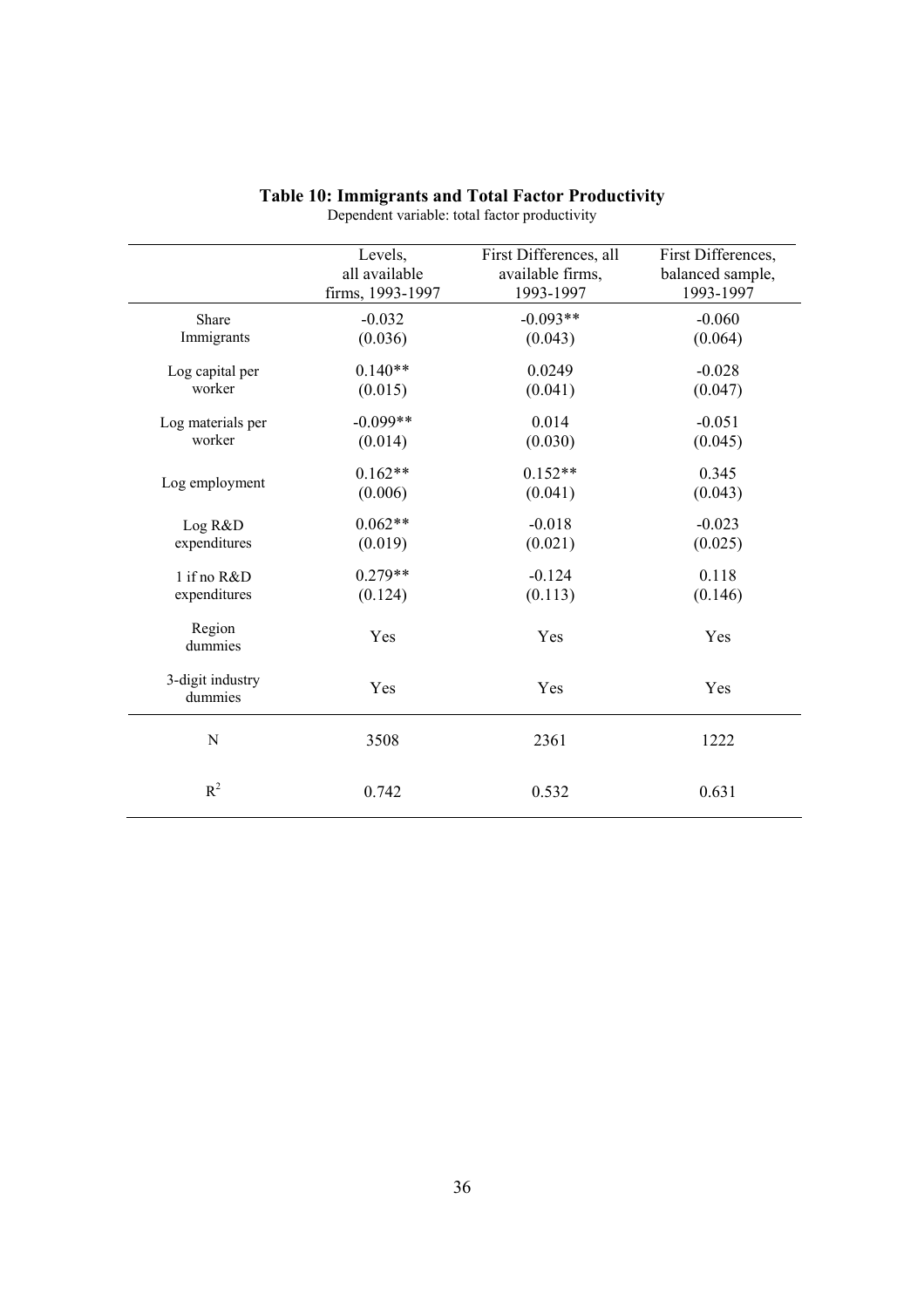**Table 10: Immigrants and Total Factor Productivity**

Dependent variable: total factor productivity

| | Levels, all available firms, 1993-1997 | First Differences, all available firms, 1993-1997 | First Differences, balanced sample, 1993-1997 |
|---|---|---|---|
| Share Immigrants | -0.032<br>(0.036) | -0.093**<br>(0.043) | -0.060<br>(0.064) |
| Log capital per worker | 0.140**<br>(0.015) | 0.0249<br>(0.041) | -0.028<br>(0.047) |
| Log materials per worker | -0.099**<br>(0.014) | 0.014<br>(0.030) | -0.051<br>(0.045) |
| Log employment | 0.162**<br>(0.006) | 0.152**<br>(0.041) | 0.345<br>(0.043) |
| Log R&D expenditures | 0.062**<br>(0.019) | -0.018<br>(0.021) | -0.023<br>(0.025) |
| 1 if no R&D expenditures | 0.279**<br>(0.124) | -0.124<br>(0.113) | 0.118<br>(0.146) |
| Region dummies | Yes | Yes | Yes |
| 3-digit industry dummies | Yes | Yes | Yes |
| N | 3508 | 2361 | 1222 |
| $R^2$ | 0.742 | 0.532 | 0.631 |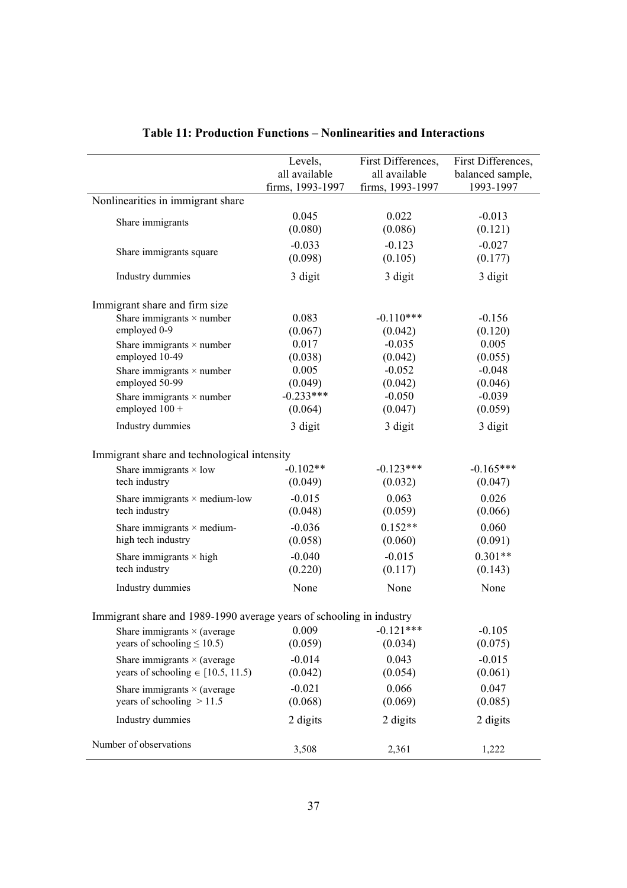**Table 11: Production Functions – Nonlinearities and Interactions**

| | Levels, all available firms, 1993-1997 | First Differences, all available firms, 1993-1997 | First Differences, balanced sample, 1993-1997 |
|---|---|---|---|
| Nonlinearities in immigrant share | | | |
| Share immigrants | 0.045 | 0.022 | -0.013 |
| | (0.080) | (0.086) | (0.121) |
| Share immigrants square | -0.033 | -0.123 | -0.027 |
| | (0.098) | (0.105) | (0.177) |
| Industry dummies | 3 digit | 3 digit | 3 digit |
| Immigrant share and firm size | | | |
| Share immigrants × number employed 0-9 | 0.083 | -0.110*** | -0.156 |
| | (0.067) | (0.042) | (0.120) |
| Share immigrants × number employed 10-49 | 0.017 | -0.035 | 0.005 |
| | (0.038) | (0.042) | (0.055) |
| Share immigrants × number employed 50-99 | 0.005 | -0.052 | -0.048 |
| | (0.049) | (0.042) | (0.046) |
| Share immigrants × number employed 100 + | -0.233*** | -0.050 | -0.039 |
| | (0.064) | (0.047) | (0.059) |
| Industry dummies | 3 digit | 3 digit | 3 digit |
| Immigrant share and technological intensity | | | |
| Share immigrants × low tech industry | -0.102** | -0.123*** | -0.165*** |
| | (0.049) | (0.032) | (0.047) |
| Share immigrants × medium-low tech industry | -0.015 | 0.063 | 0.026 |
| | (0.048) | (0.059) | (0.066) |
| Share immigrants × medium-high tech industry | -0.036 | 0.152** | 0.060 |
| | (0.058) | (0.060) | (0.091) |
| Share immigrants × high tech industry | -0.040 | -0.015 | 0.301** |
| | (0.220) | (0.117) | (0.143) |
| Industry dummies | None | None | None |
| Immigrant share and 1989-1990 average years of schooling in industry | | | |
| Share immigrants × (average years of schooling $\leq 10.5$) | 0.009 | -0.121*** | -0.105 |
| | (0.059) | (0.034) | (0.075) |
| Share immigrants × (average years of schooling $\in [10.5, 11.5)$ | -0.014 | 0.043 | -0.015 |
| | (0.042) | (0.054) | (0.061) |
| Share immigrants × (average years of schooling $> 11.5$ | -0.021 | 0.066 | 0.047 |
| | (0.068) | (0.069) | (0.085) |
| Industry dummies | 2 digits | 2 digits | 2 digits |
| Number of observations | 3,508 | 2,361 | 1,222 |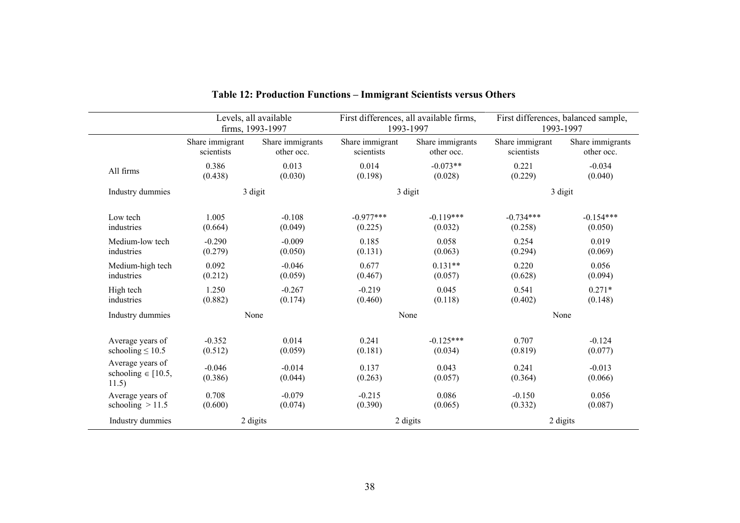**Table 12: Production Functions – Immigrant Scientists versus Others**

| | Levels, all available firms, 1993-1997 | | First differences, all available firms, 1993-1997 | | First differences, balanced sample, 1993-1997 | |
|---|---|---|---|---|---|---|
| | Share immigrant scientists | Share immigrants other occ. | Share immigrant scientists | Share immigrants other occ. | Share immigrant scientists | Share immigrants other occ. |
| All firms | 0.386 (0.438) | 0.013 (0.030) | 0.014 (0.198) | -0.073** (0.028) | 0.221 (0.229) | -0.034 (0.040) |
| Industry dummies | 3 digit | | 3 digit | | 3 digit | |
| Low tech industries | 1.005 (0.664) | -0.108 (0.049) | -0.977*** (0.225) | -0.119*** (0.032) | -0.734*** (0.258) | -0.154*** (0.050) |
| Medium-low tech industries | -0.290 (0.279) | -0.009 (0.050) | 0.185 (0.131) | 0.058 (0.063) | 0.254 (0.294) | 0.019 (0.069) |
| Medium-high tech industries | 0.092 (0.212) | -0.046 (0.059) | 0.677 (0.467) | 0.131** (0.057) | 0.220 (0.628) | 0.056 (0.094) |
| High tech industries | 1.250 (0.882) | -0.267 (0.174) | -0.219 (0.460) | 0.045 (0.118) | 0.541 (0.402) | 0.271* (0.148) |
| Industry dummies | None | | None | | None | |
| Average years of schooling ≤ 10.5 | -0.352 (0.512) | 0.014 (0.059) | 0.241 (0.181) | -0.125*** (0.034) | 0.707 (0.819) | -0.124 (0.077) |
| Average years of schooling ∈ [10.5, 11.5) | -0.046 (0.386) | -0.014 (0.044) | 0.137 (0.263) | 0.043 (0.057) | 0.241 (0.364) | -0.013 (0.066) |
| Average years of schooling > 11.5 | 0.708 (0.600) | -0.079 (0.074) | -0.215 (0.390) | 0.086 (0.065) | -0.150 (0.332) | 0.056 (0.087) |
| Industry dummies | 2 digits | | 2 digits | | 2 digits | |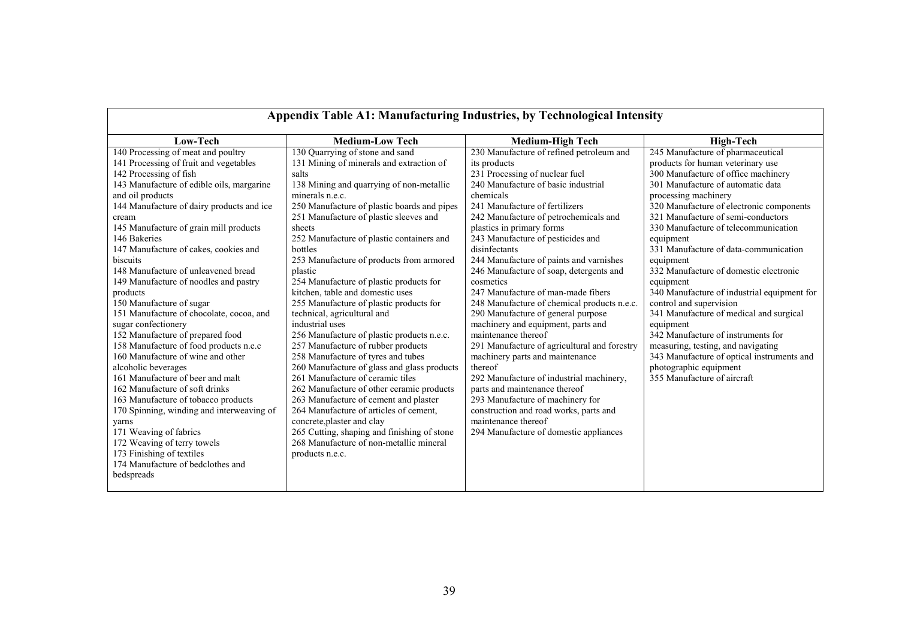## Appendix Table A1: Manufacturing Industries, by Technological Intensity

| Low-Tech | Medium-Low Tech | Medium-High Tech | High-Tech |
|---|---|---|---|
| 140 Processing of meat and poultry | 130 Quarrying of stone and sand | 230 Manufacture of refined petroleum and its products | 245 Manufacture of pharmaceutical products for human veterinary use |
| 141 Processing of fruit and vegetables | 131 Mining of minerals and extraction of salts | 231 Processing of nuclear fuel | 300 Manufacture of office machinery |
| 142 Processing of fish | 138 Mining and quarrying of non-metallic minerals n.e.c. | 240 Manufacture of basic industrial chemicals | 301 Manufacture of automatic data processing machinery |
| 143 Manufacture of edible oils, margarine and oil products | 250 Manufacture of plastic boards and pipes | 241 Manufacture of fertilizers | 320 Manufacture of electronic components |
| 144 Manufacture of dairy products and ice cream | 251 Manufacture of plastic sleeves and sheets | 242 Manufacture of petrochemicals and plastics in primary forms | 321 Manufacture of semi-conductors |
| 145 Manufacture of grain mill products | 252 Manufacture of plastic containers and bottles | 243 Manufacture of pesticides and disinfectants | 330 Manufacture of telecommunication equipment |
| 146 Bakeries | 253 Manufacture of products from armored plastic | 244 Manufacture of paints and varnishes | 331 Manufacture of data-communication equipment |
| 147 Manufacture of cakes, cookies and biscuits | 254 Manufacture of plastic products for kitchen, table and domestic uses | 246 Manufacture of soap, detergents and cosmetics | 332 Manufacture of domestic electronic equipment |
| 148 Manufacture of unleavened bread | 255 Manufacture of plastic products for technical, agricultural and industrial uses | 247 Manufacture of man-made fibers | 340 Manufacture of industrial equipment for control and supervision |
| 149 Manufacture of noodles and pastry products | 256 Manufacture of plastic products n.e.c. | 248 Manufacture of chemical products n.e.c. | 341 Manufacture of medical and surgical equipment |
| 150 Manufacture of sugar | 257 Manufacture of rubber products | 290 Manufacture of general purpose machinery and equipment, parts and maintenance thereof | 342 Manufacture of instruments for measuring, testing, and navigating |
| 151 Manufacture of chocolate, cocoa, and sugar confectionery | 258 Manufacture of tyres and tubes | 291 Manufacture of agricultural and forestry machinery parts and maintenance thereof | 343 Manufacture of optical instruments and photographic equipment |
| 152 Manufacture of prepared food | 260 Manufacture of glass and glass products | 292 Manufacture of industrial machinery, parts and maintenance thereof | 355 Manufacture of aircraft |
| 158 Manufacture of food products n.e.c | 261 Manufacture of ceramic tiles | 293 Manufacture of machinery for construction and road works, parts and maintenance thereof | |
| 160 Manufacture of wine and other alcoholic beverages | 262 Manufacture of other ceramic products | 294 Manufacture of domestic appliances | |
| 161 Manufacture of beer and malt | 263 Manufacture of cement and plaster | | |
| 162 Manufacture of soft drinks | 264 Manufacture of articles of cement, concrete,plaster and clay | | |
| 163 Manufacture of tobacco products | 265 Cutting, shaping and finishing of stone | | |
| 170 Spinning, winding and interweaving of yarns | 268 Manufacture of non-metallic mineral products n.e.c. | | |
| 171 Weaving of fabrics | | | |
| 172 Weaving of terry towels | | | |
| 173 Finishing of textiles | | | |
| 174 Manufacture of bedclothes and bedspreads | | | |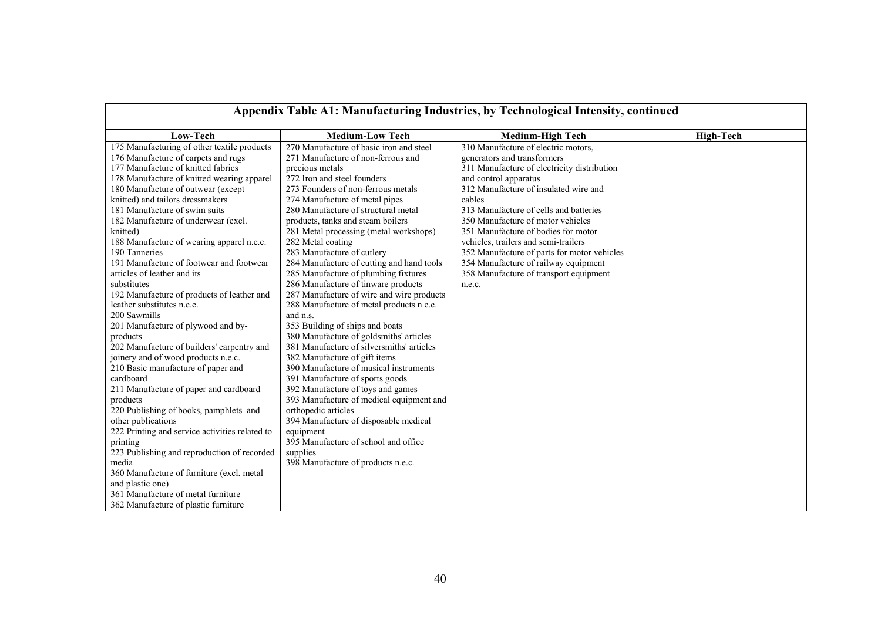## Appendix Table A1: Manufacturing Industries, by Technological Intensity, continued

| Low-Tech | Medium-Low Tech | Medium-High Tech | High-Tech |
|---|---|---|---|
| 175 Manufacturing of other textile products | 270 Manufacture of basic iron and steel | 310 Manufacture of electric motors, generators and transformers | |
| 176 Manufacture of carpets and rugs | 271 Manufacture of non-ferrous and precious metals | 311 Manufacture of electricity distribution and control apparatus | |
| 177 Manufacture of knitted fabrics | 272 Iron and steel founders | 312 Manufacture of insulated wire and cables | |
| 178 Manufacture of knitted wearing apparel | 273 Founders of non-ferrous metals | 313 Manufacture of cells and batteries | |
| 180 Manufacture of outwear (except knitted) and tailors dressmakers | 274 Manufacture of metal pipes | 350 Manufacture of motor vehicles | |
| 181 Manufacture of swim suits | 280 Manufacture of structural metal products, tanks and steam boilers | 351 Manufacture of bodies for motor vehicles, trailers and semi-trailers | |
| 182 Manufacture of underwear (excl. knitted) | 281 Metal processing (metal workshops) | 352 Manufacture of parts for motor vehicles | |
| 188 Manufacture of wearing apparel n.e.c. | 282 Metal coating | 354 Manufacture of railway equipment | |
| 190 Tanneries | 283 Manufacture of cutlery | 358 Manufacture of transport equipment n.e.c. | |
| 191 Manufacture of footwear and footwear articles of leather and its substitutes | 284 Manufacture of cutting and hand tools | | |
| 192 Manufacture of products of leather and leather substitutes n.e.c. | 285 Manufacture of plumbing fixtures | | |
| 200 Sawmills | 286 Manufacture of tinware products | | |
| 201 Manufacture of plywood and by-products | 287 Manufacture of wire and wire products | | |
| 202 Manufacture of builders' carpentry and joinery and of wood products n.e.c. | 288 Manufacture of metal products n.e.c. and n.s. | | |
| 210 Basic manufacture of paper and cardboard | 353 Building of ships and boats | | |
| 211 Manufacture of paper and cardboard products | 380 Manufacture of goldsmiths' articles | | |
| 220 Publishing of books, pamphlets and other publications | 381 Manufacture of silversmiths' articles | | |
| 222 Printing and service activities related to printing | 382 Manufacture of gift items | | |
| 223 Publishing and reproduction of recorded media | 390 Manufacture of musical instruments | | |
| 360 Manufacture of furniture (excl. metal and plastic one) | 391 Manufacture of sports goods | | |
| 361 Manufacture of metal furniture | 392 Manufacture of toys and games | | |
| 362 Manufacture of plastic furniture | 393 Manufacture of medical equipment and orthopedic articles | | |
| | 394 Manufacture of disposable medical equipment | | |
| | 395 Manufacture of school and office supplies | | |
| | 398 Manufacture of products n.e.c. | | |